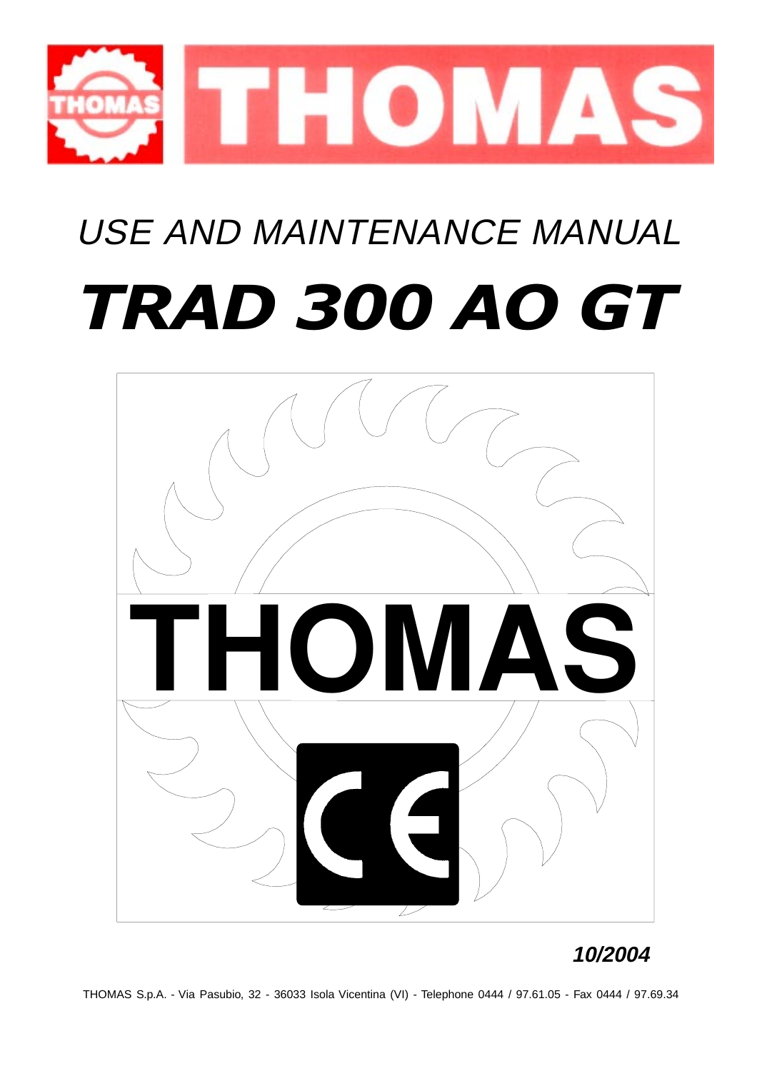# THOMAS

## *USE AND MAINTENANCE MANUAL*

# ***TRAD 300 AO GT***

THOMAS

***10/2004***

THOMAS S.p.A. - Via Pasubio, 32 - 36033 Isola Vicentina (VI) - Telephone 0444 / 97.61.05 - Fax 0444 / 97.69.34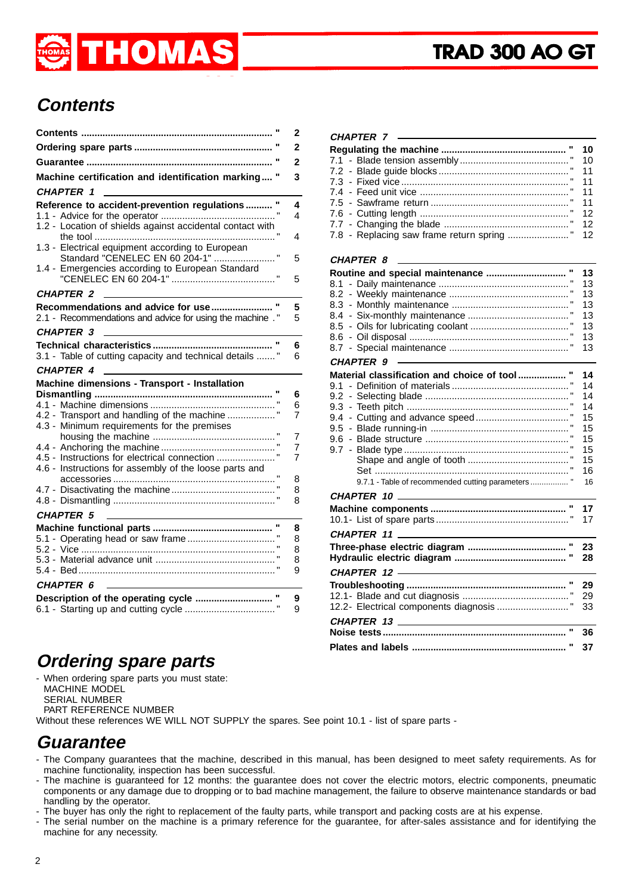# Contents

| | |
|---|---|
| **Contents** | **2** |
| **Ordering spare parts** | **2** |
| **Guarantee** | **2** |
| **Machine certification and identification marking** | **3** |
| ***CHAPTER 1*** | |
| **Reference to accident-prevention regulations** | **4** |
| 1.1 - Advice for the operator | 4 |
| 1.2 - Location of shields against accidental contact with the tool | 4 |
| 1.3 - Electrical equipment according to European Standard "CENELEC EN 60 204-1" | 5 |
| 1.4 - Emergencies according to European Standard "CENELEC EN 60 204-1" | 5 |
| ***CHAPTER 2*** | |
| **Recommendations and advice for use** | **5** |
| 2.1 - Recommendations and advice for using the machine | 5 |
| ***CHAPTER 3*** | |
| **Technical characteristics** | **6** |
| 3.1 - Table of cutting capacity and technical details | 6 |
| ***CHAPTER 4*** | |
| **Machine dimensions - Transport - Installation Dismantling** | **6** |
| 4.1 - Machine dimensions | 6 |
| 4.2 - Transport and handling of the machine | 7 |
| 4.3 - Minimum requirements for the premises housing the machine | 7 |
| 4.4 - Anchoring the machine | 7 |
| 4.5 - Instructions for electrical connection | 7 |
| 4.6 - Instructions for assembly of the loose parts and accessories | 8 |
| 4.7 - Disactivating the machine | 8 |
| 4.8 - Dismantling | 8 |
| ***CHAPTER 5*** | |
| **Machine functional parts** | **8** |
| 5.1 - Operating head or saw frame | 8 |
| 5.2 - Vice | 8 |
| 5.3 - Material advance unit | 8 |
| 5.4 - Bed | 9 |
| ***CHAPTER 6*** | |
| **Description of the operating cycle** | **9** |
| 6.1 - Starting up and cutting cycle | 9 |
| ***CHAPTER 7*** | |
| **Regulating the machine** | **10** |
| 7.1 - Blade tension assembly | 10 |
| 7.2 - Blade guide blocks | 11 |
| 7.3 - Fixed vice | 11 |
| 7.4 - Feed unit vice | 11 |
| 7.5 - Sawframe return | 11 |
| 7.6 - Cutting length | 12 |
| 7.7 - Changing the blade | 12 |
| 7.8 - Replacing saw frame return spring | 12 |
| ***CHAPTER 8*** | |
| **Routine and special maintenance** | **13** |
| 8.1 - Daily maintenance | 13 |
| 8.2 - Weekly maintenance | 13 |
| 8.3 - Monthly maintenance | 13 |
| 8.4 - Six-monthly maintenance | 13 |
| 8.5 - Oils for lubricating coolant | 13 |
| 8.6 - Oil disposal | 13 |
| 8.7 - Special maintenance | 13 |
| ***CHAPTER 9*** | |
| **Material classification and choice of tool** | **14** |
| 9.1 - Definition of materials | 14 |
| 9.2 - Selecting blade | 14 |
| 9.3 - Teeth pitch | 14 |
| 9.4 - Cutting and advance speed | 15 |
| 9.5 - Blade running-in | 15 |
| 9.6 - Blade structure | 15 |
| 9.7 - Blade type | 15 |
| Shape and angle of tooth | 15 |
| Set | 16 |
| 9.7.1 - Table of recommended cutting parameters | 16 |
| ***CHAPTER 10*** | |
| **Machine components** | **17** |
| 10.1- List of spare parts | 17 |
| ***CHAPTER 11*** | |
| **Three-phase electric diagram** | **23** |
| **Hydraulic electric diagram** | **28** |
| ***CHAPTER 12*** | |
| **Troubleshooting** | **29** |
| 12.1- Blade and cut diagnosis | 29 |
| 12.2- Electrical components diagnosis | 33 |
| ***CHAPTER 13*** | |
| **Noise tests** | **36** |
| **Plates and labels** | **37** |

# Ordering spare parts

- When ordering spare parts you must state:
  MACHINE MODEL
  SERIAL NUMBER
  PART REFERENCE NUMBER

Without these references WE WILL NOT SUPPLY the spares. See point 10.1 - list of spare parts -

# Guarantee

- The Company guarantees that the machine, described in this manual, has been designed to meet safety requirements. As for machine functionality, inspection has been successful.
- The machine is guaranteed for 12 months: the guarantee does not cover the electric motors, electric components, pneumatic components or any damage due to dropping or to bad machine management, the failure to observe maintenance standards or bad handling by the operator.
- The buyer has only the right to replacement of the faulty parts, while transport and packing costs are at his expense.
- The serial number on the machine is a primary reference for the guarantee, for after-sales assistance and for identifying the machine for any necessity.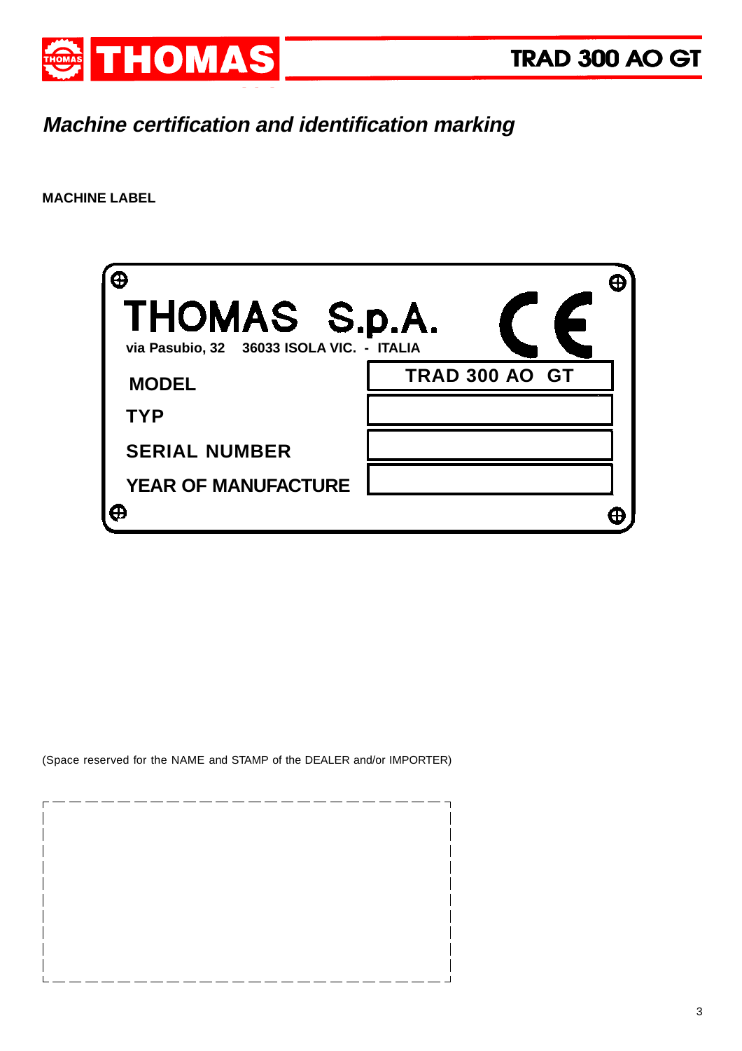# *Machine certification and identification marking*

**MACHINE LABEL**

**THOMAS S.p.A.**

**via Pasubio, 32 36033 ISOLA VIC. - ITALIA**

| | |
|---|---|
| **MODEL** | **TRAD 300 AO GT** |
| **TYP** | |
| **SERIAL NUMBER** | |
| **YEAR OF MANUFACTURE** | |

(Space reserved for the NAME and STAMP of the DEALER and/or IMPORTER)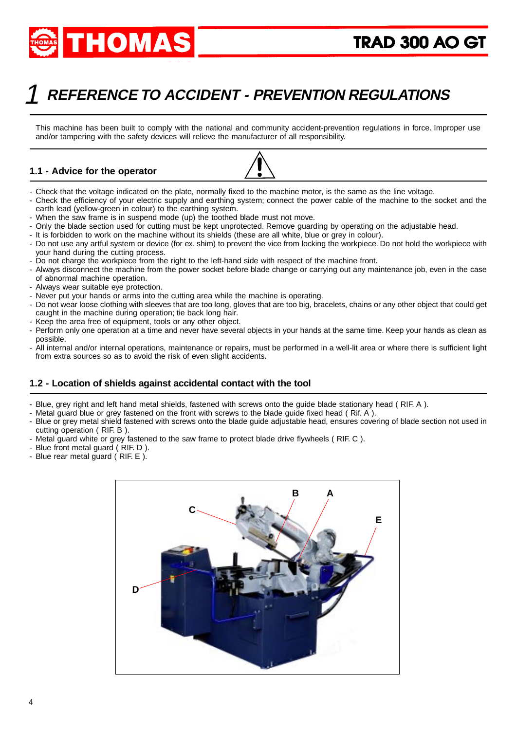# 1 REFERENCE TO ACCIDENT - PREVENTION REGULATIONS

This machine has been built to comply with the national and community accident-prevention regulations in force. Improper use and/or tampering with the safety devices will relieve the manufacturer of all responsibility.

## 1.1 - Advice for the operator

- Check that the voltage indicated on the plate, normally fixed to the machine motor, is the same as the line voltage.
- Check the efficiency of your electric supply and earthing system; connect the power cable of the machine to the socket and the earth lead (yellow-green in colour) to the earthing system.
- When the saw frame is in suspend mode (up) the toothed blade must not move.
- Only the blade section used for cutting must be kept unprotected. Remove guarding by operating on the adjustable head.
- It is forbidden to work on the machine without its shields (these are all white, blue or grey in colour).
- Do not use any artful system or device (for ex. shim) to prevent the vice from locking the workpiece. Do not hold the workpiece with your hand during the cutting process.
- Do not charge the workpiece from the right to the left-hand side with respect of the machine front.
- Always disconnect the machine from the power socket before blade change or carrying out any maintenance job, even in the case of abnormal machine operation.
- Always wear suitable eye protection.
- Never put your hands or arms into the cutting area while the machine is operating.
- Do not wear loose clothing with sleeves that are too long, gloves that are too big, bracelets, chains or any other object that could get caught in the machine during operation; tie back long hair.
- Keep the area free of equipment, tools or any other object.
- Perform only one operation at a time and never have several objects in your hands at the same time. Keep your hands as clean as possible.
- All internal and/or internal operations, maintenance or repairs, must be performed in a well-lit area or where there is sufficient light from extra sources so as to avoid the risk of even slight accidents.

## 1.2 - Location of shields against accidental contact with the tool

- Blue, grey right and left hand metal shields, fastened with screws onto the guide blade stationary head ( RIF. A ).
- Metal guard blue or grey fastened on the front with screws to the blade guide fixed head ( Rif. A ).
- Blue or grey metal shield fastened with screws onto the blade guide adjustable head, ensures covering of blade section not used in cutting operation ( RIF. B ).
- Metal guard white or grey fastened to the saw frame to protect blade drive flywheels ( RIF. C ).
- Blue front metal guard ( RIF. D ).
- Blue rear metal guard ( RIF. E ).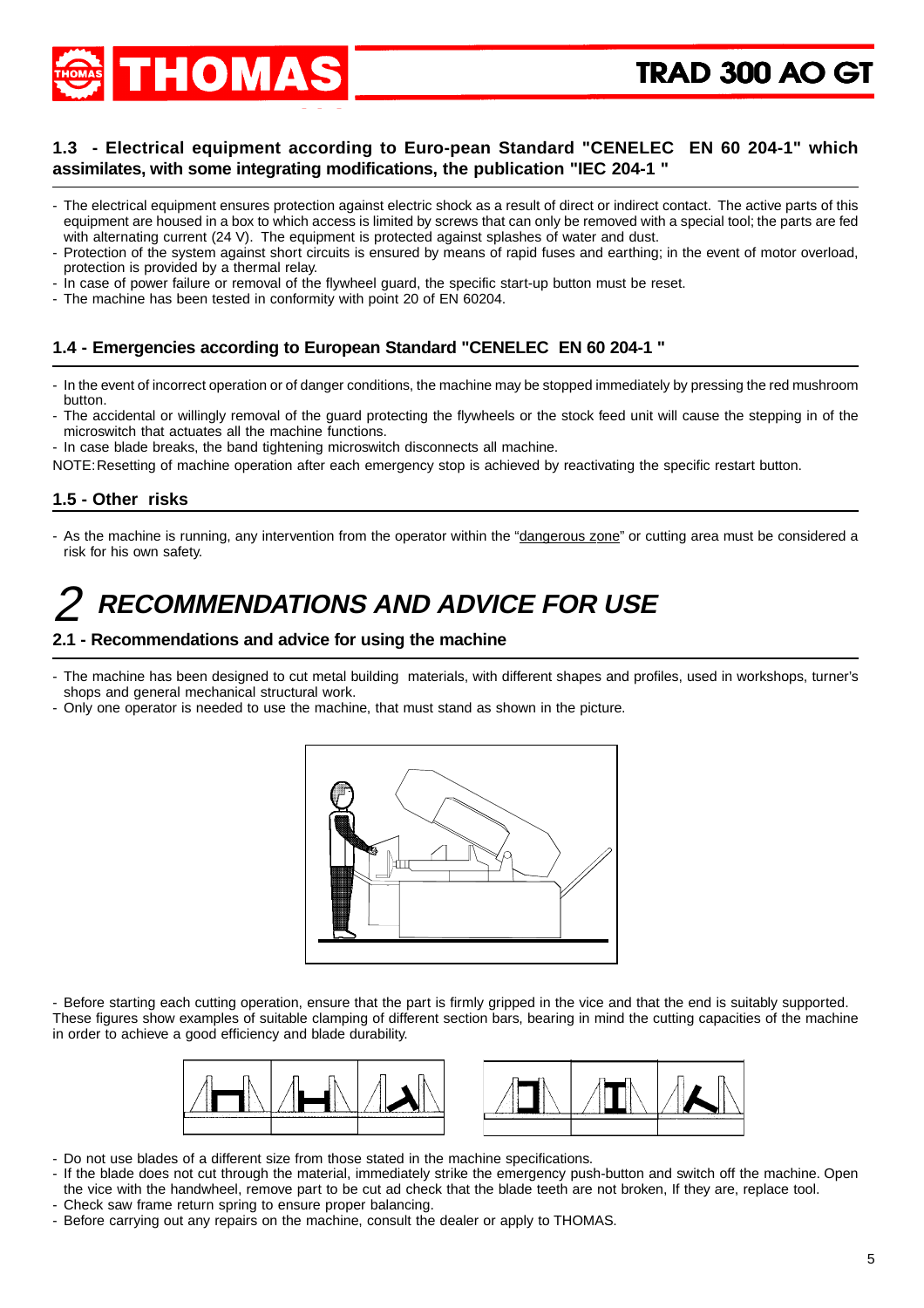## 1.3 - Electrical equipment according to Euro-pean Standard "CENELEC EN 60 204-1" which assimilates, with some integrating modifications, the publication "IEC 204-1 "

- The electrical equipment ensures protection against electric shock as a result of direct or indirect contact. The active parts of this equipment are housed in a box to which access is limited by screws that can only be removed with a special tool; the parts are fed with alternating current (24 V). The equipment is protected against splashes of water and dust.
- Protection of the system against short circuits is ensured by means of rapid fuses and earthing; in the event of motor overload, protection is provided by a thermal relay.
- In case of power failure or removal of the flywheel guard, the specific start-up button must be reset.
- The machine has been tested in conformity with point 20 of EN 60204.

## 1.4 - Emergencies according to European Standard "CENELEC EN 60 204-1 "

- In the event of incorrect operation or of danger conditions, the machine may be stopped immediately by pressing the red mushroom button.
- The accidental or willingly removal of the guard protecting the flywheels or the stock feed unit will cause the stepping in of the microswitch that actuates all the machine functions.
- In case blade breaks, the band tightening microswitch disconnects all machine.

NOTE: Resetting of machine operation after each emergency stop is achieved by reactivating the specific restart button.

## 1.5 - Other risks

- As the machine is running, any intervention from the operator within the "dangerous zone" or cutting area must be considered a risk for his own safety.

# 2 RECOMMENDATIONS AND ADVICE FOR USE

## 2.1 - Recommendations and advice for using the machine

- The machine has been designed to cut metal building materials, with different shapes and profiles, used in workshops, turner's shops and general mechanical structural work.
- Only one operator is needed to use the machine, that must stand as shown in the picture.

- Before starting each cutting operation, ensure that the part is firmly gripped in the vice and that the end is suitably supported. These figures show examples of suitable clamping of different section bars, bearing in mind the cutting capacities of the machine in order to achieve a good efficiency and blade durability.

- Do not use blades of a different size from those stated in the machine specifications.
- If the blade does not cut through the material, immediately strike the emergency push-button and switch off the machine. Open the vice with the handwheel, remove part to be cut ad check that the blade teeth are not broken, If they are, replace tool.
- Check saw frame return spring to ensure proper balancing.
- Before carrying out any repairs on the machine, consult the dealer or apply to THOMAS.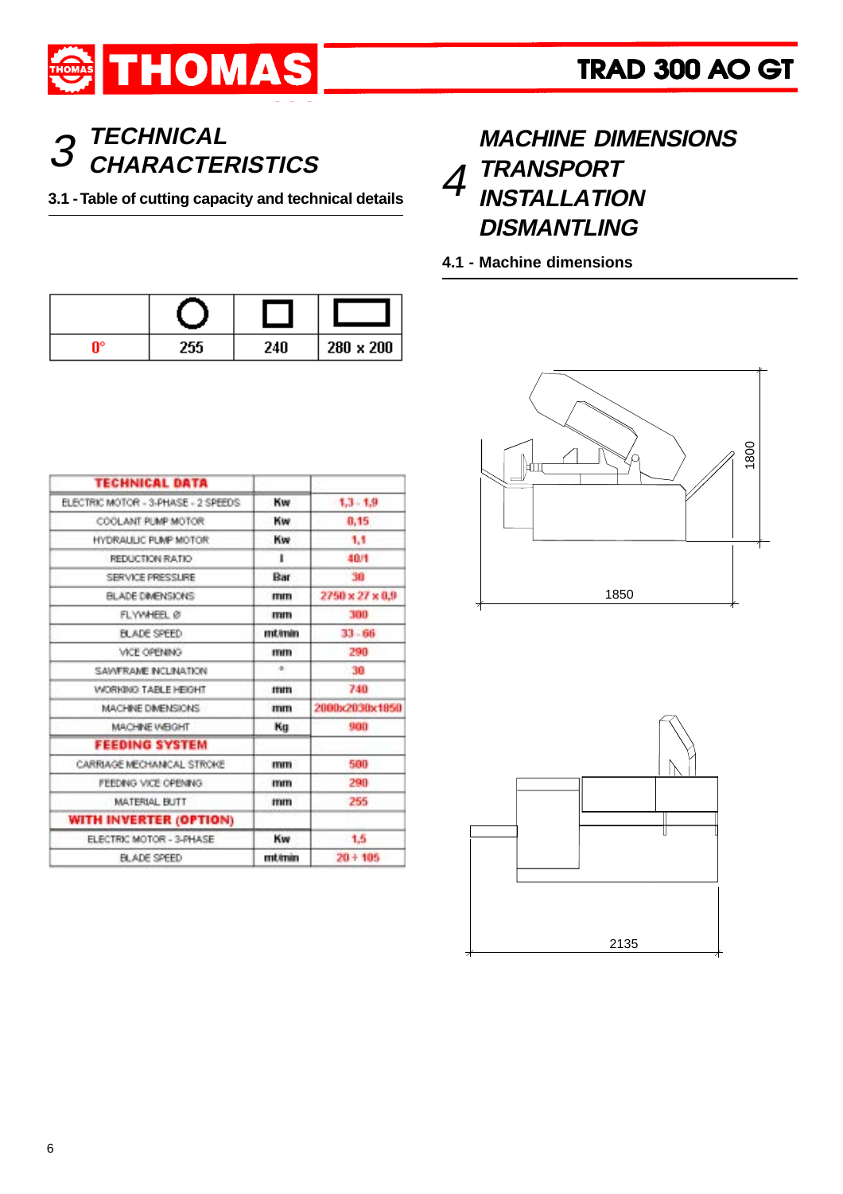# 3 TECHNICAL CHARACTERISTICS

## 3.1 - Table of cutting capacity and technical details

| | ○ | □ | ▭ |
|---|---|---|---|
| 0° | 255 | 240 | 280 x 200 |

| TECHNICAL DATA | | |
|---|---|---|
| ELECTRIC MOTOR - 3-PHASE - 2 SPEEDS | Kw | 1,3 - 1,9 |
| COOLANT PUMP MOTOR | Kw | 0,15 |
| HYDRAULIC PUMP MOTOR | Kw | 1,1 |
| REDUCTION RATIO | I | 40/1 |
| SERVICE PRESSURE | Bar | 30 |
| BLADE DIMENSIONS | mm | 2750 x 27 x 0,9 |
| FLYWHEEL Ø | mm | 300 |
| BLADE SPEED | mt/min | 33 - 66 |
| VICE OPENING | mm | 290 |
| SAWFRAME INCLINATION | ° | 30 |
| WORKING TABLE HEIGHT | mm | 740 |
| MACHINE DIMENSIONS | mm | 2000x2030x1850 |
| MACHINE WEIGHT | Kg | 900 |
| **FEEDING SYSTEM** | | |
| CARRIAGE MECHANICAL STROKE | mm | 500 |
| FEEDING VICE OPENING | mm | 290 |
| MATERIAL BUTT | mm | 255 |
| **WITH INVERTER (OPTION)** | | |
| ELECTRIC MOTOR - 3-PHASE | Kw | 1,5 |
| BLADE SPEED | mt/min | 20 ÷ 105 |

# 4 MACHINE DIMENSIONS TRANSPORT INSTALLATION DISMANTLING

## 4.1 - Machine dimensions

1800

1850

2135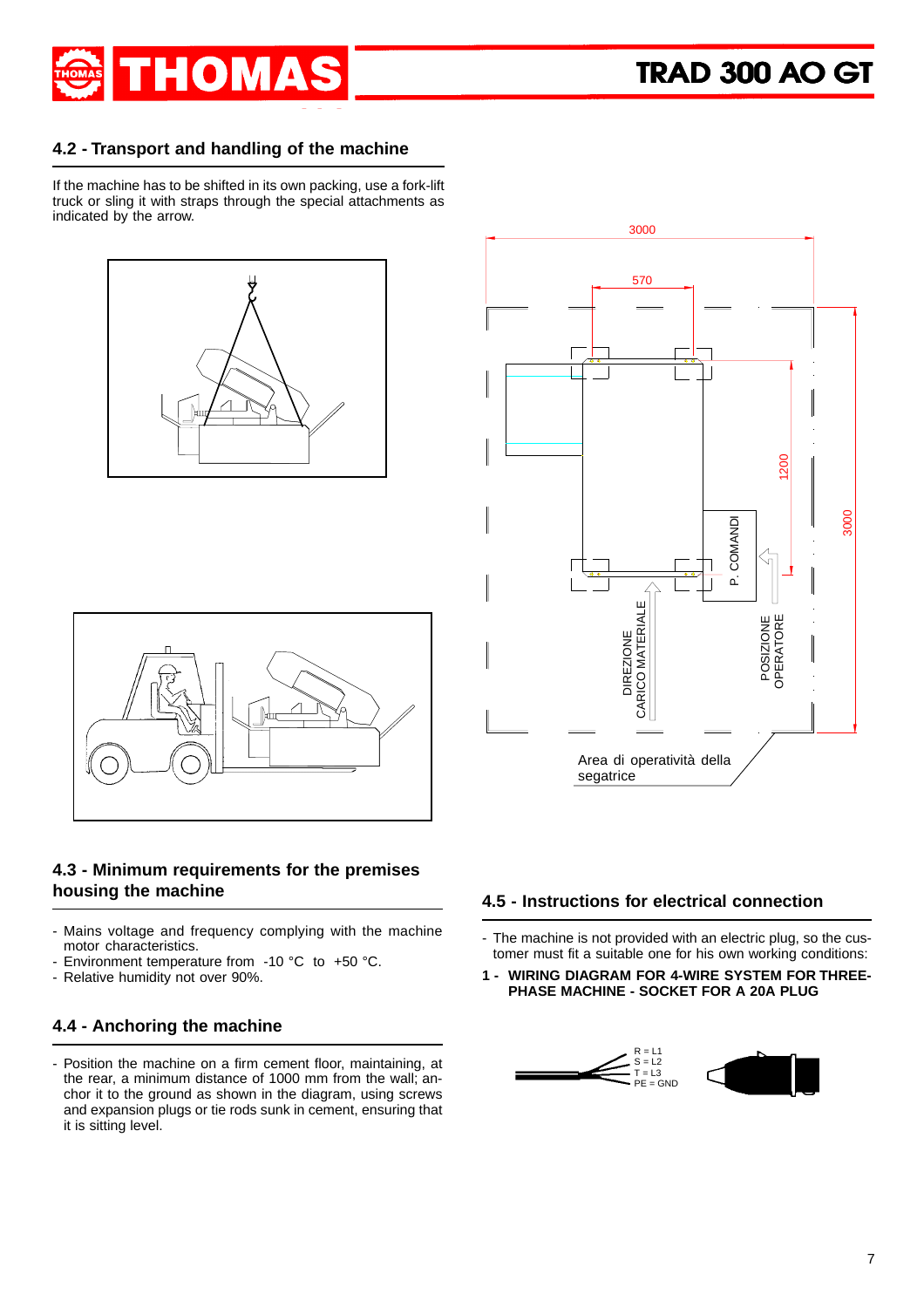## 4.2 - Transport and handling of the machine

If the machine has to be shifted in its own packing, use a fork-lift truck or sling it with straps through the special attachments as indicated by the arrow.

3000

570

1200

3000

P. COMANDI

DIREZIONE CARICO MATERIALE

POSIZIONE OPERATORE

Area di operatività della segatrice

## 4.3 - Minimum requirements for the premises housing the machine

- Mains voltage and frequency complying with the machine motor characteristics.
- Environment temperature from -10 °C to +50 °C.
- Relative humidity not over 90%.

## 4.4 - Anchoring the machine

- Position the machine on a firm cement floor, maintaining, at the rear, a minimum distance of 1000 mm from the wall; anchor it to the ground as shown in the diagram, using screws and expansion plugs or tie rods sunk in cement, ensuring that it is sitting level.

## 4.5 - Instructions for electrical connection

- The machine is not provided with an electric plug, so the customer must fit a suitable one for his own working conditions:

**1 - WIRING DIAGRAM FOR 4-WIRE SYSTEM FOR THREE-PHASE MACHINE - SOCKET FOR A 20A PLUG**

R = L1
S = L2
T = L3
PE = GND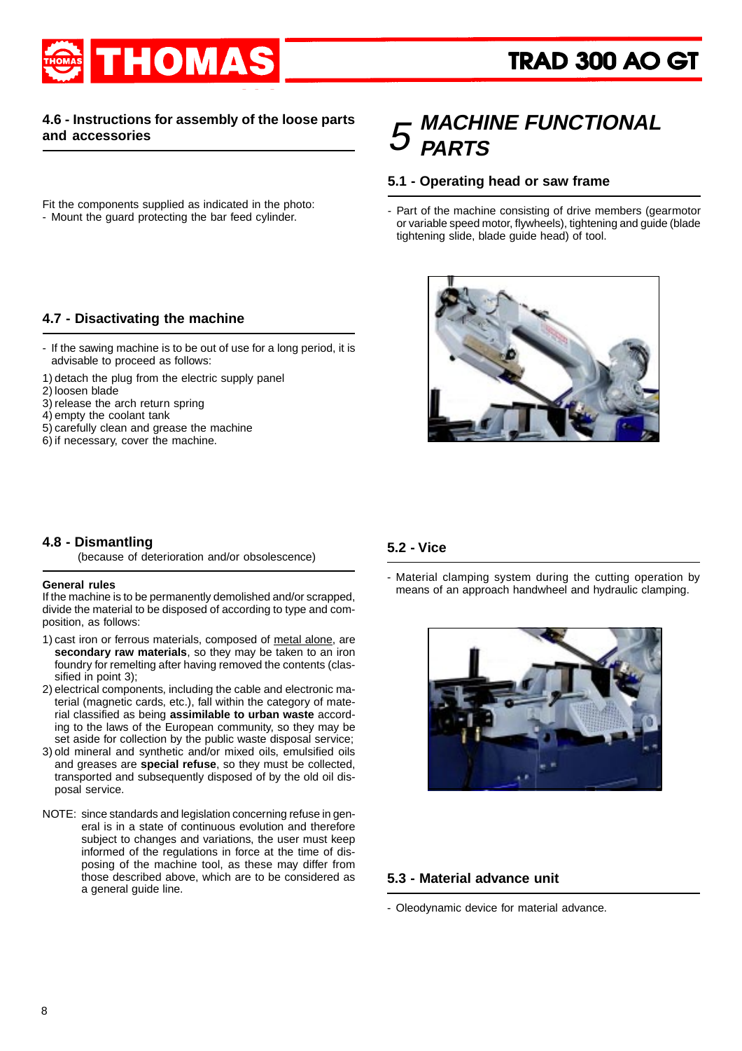## 4.6 - Instructions for assembly of the loose parts and accessories

Fit the components supplied as indicated in the photo:
- Mount the guard protecting the bar feed cylinder.

## 4.7 - Disactivating the machine

- If the sawing machine is to be out of use for a long period, it is advisable to proceed as follows:

1) detach the plug from the electric supply panel
2) loosen blade
3) release the arch return spring
4) empty the coolant tank
5) carefully clean and grease the machine
6) if necessary, cover the machine.

## 4.8 - Dismantling

(because of deterioration and/or obsolescence)

**General rules**

If the machine is to be permanently demolished and/or scrapped, divide the material to be disposed of according to type and composition, as follows:

1) cast iron or ferrous materials, composed of metal alone, are **secondary raw materials**, so they may be taken to an iron foundry for remelting after having removed the contents (classified in point 3);
2) electrical components, including the cable and electronic material (magnetic cards, etc.), fall within the category of material classified as being **assimilable to urban waste** according to the laws of the European community, so they may be set aside for collection by the public waste disposal service;
3) old mineral and synthetic and/or mixed oils, emulsified oils and greases are **special refuse**, so they must be collected, transported and subsequently disposed of by the old oil disposal service.

NOTE: since standards and legislation concerning refuse in general is in a state of continuous evolution and therefore subject to changes and variations, the user must keep informed of the regulations in force at the time of disposing of the machine tool, as these may differ from those described above, which are to be considered as a general guide line.

# 5 MACHINE FUNCTIONAL PARTS

## 5.1 - Operating head or saw frame

- Part of the machine consisting of drive members (gearmotor or variable speed motor, flywheels), tightening and guide (blade tightening slide, blade guide head) of tool.

## 5.2 - Vice

- Material clamping system during the cutting operation by means of an approach handwheel and hydraulic clamping.

## 5.3 - Material advance unit

- Oleodynamic device for material advance.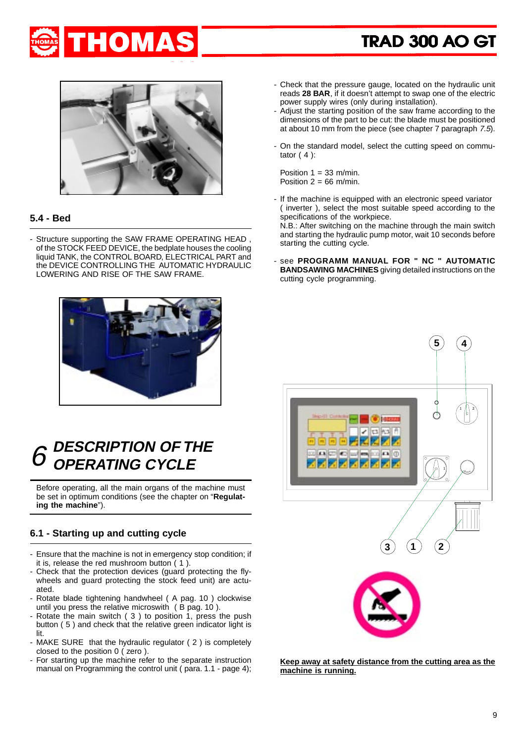## 5.4 - Bed

- Structure supporting the SAW FRAME OPERATING HEAD , of the STOCK FEED DEVICE, the bedplate houses the cooling liquid TANK, the CONTROL BOARD, ELECTRICAL PART and the DEVICE CONTROLLING THE AUTOMATIC HYDRAULIC LOWERING AND RISE OF THE SAW FRAME.

# 6 *DESCRIPTION OF THE OPERATING CYCLE*

Before operating, all the main organs of the machine must be set in optimum conditions (see the chapter on "**Regulating the machine**").

## 6.1 - Starting up and cutting cycle

- Ensure that the machine is not in emergency stop condition; if it is, release the red mushroom button ( 1 ).
- Check that the protection devices (guard protecting the fly-wheels and guard protecting the stock feed unit) are actuated.
- Rotate blade tightening handwheel ( A pag. 10 ) clockwise until you press the relative microswith ( B pag. 10 ).
- Rotate the main switch ( 3 ) to position 1, press the push button ( 5 ) and check that the relative green indicator light is lit.
- MAKE SURE that the hydraulic regulator ( 2 ) is completely closed to the position 0 ( zero ).
- For starting up the machine refer to the separate instruction manual on Programming the control unit ( para. 1.1 - page 4);
- Check that the pressure gauge, located on the hydraulic unit reads **28 BAR**, if it doesn't attempt to swap one of the electric power supply wires (only during installation).
- Adjust the starting position of the saw frame according to the dimensions of the part to be cut: the blade must be positioned at about 10 mm from the piece (see chapter 7 paragraph *7.5*).

- On the standard model, select the cutting speed on commutator ( 4 ):

  Position 1 = 33 m/min.
  Position 2 = 66 m/min.

- If the machine is equipped with an electronic speed variator ( inverter ), select the most suitable speed according to the specifications of the workpiece.
  N.B.: After switching on the machine through the main switch and starting the hydraulic pump motor, wait 10 seconds before starting the cutting cycle.

- see **PROGRAMM MANUAL FOR " NC " AUTOMATIC BANDSAWING MACHINES** giving detailed instructions on the cutting cycle programming.

**Keep away at safety distance from the cutting area as the machine is running.**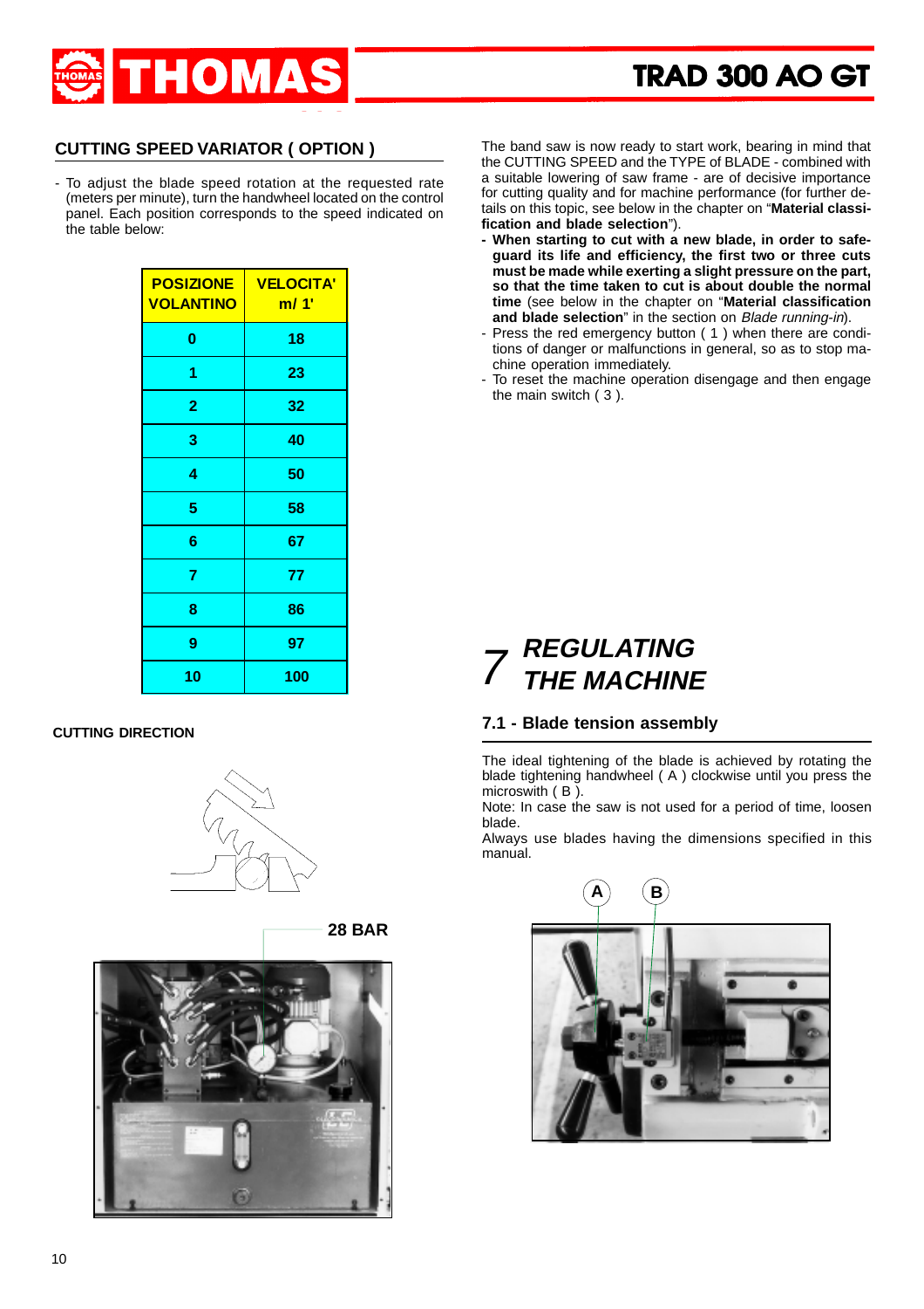## CUTTING SPEED VARIATOR ( OPTION )

- To adjust the blade speed rotation at the requested rate (meters per minute), turn the handwheel located on the control panel. Each position corresponds to the speed indicated on the table below:

| POSIZIONE VOLANTINO | VELOCITA' m/ 1' |
|---|---|
| 0 | 18 |
| 1 | 23 |
| 2 | 32 |
| 3 | 40 |
| 4 | 50 |
| 5 | 58 |
| 6 | 67 |
| 7 | 77 |
| 8 | 86 |
| 9 | 97 |
| 10 | 100 |

**CUTTING DIRECTION**

**28 BAR**

The band saw is now ready to start work, bearing in mind that the CUTTING SPEED and the TYPE of BLADE - combined with a suitable lowering of saw frame - are of decisive importance for cutting quality and for machine performance (for further details on this topic, see below in the chapter on "**Material classification and blade selection**").

- **When starting to cut with a new blade, in order to safeguard its life and efficiency, the first two or three cuts must be made while exerting a slight pressure on the part, so that the time taken to cut is about double the normal time** (see below in the chapter on "**Material classification and blade selection**" in the section on *Blade running-in*).
- Press the red emergency button ( 1 ) when there are conditions of danger or malfunctions in general, so as to stop machine operation immediately.
- To reset the machine operation disengage and then engage the main switch ( 3 ).

# 7 *REGULATING THE MACHINE*

### 7.1 - Blade tension assembly

The ideal tightening of the blade is achieved by rotating the blade tightening handwheel ( A ) clockwise until you press the microswith ( B ).
Note: In case the saw is not used for a period of time, loosen blade.
Always use blades having the dimensions specified in this manual.

A B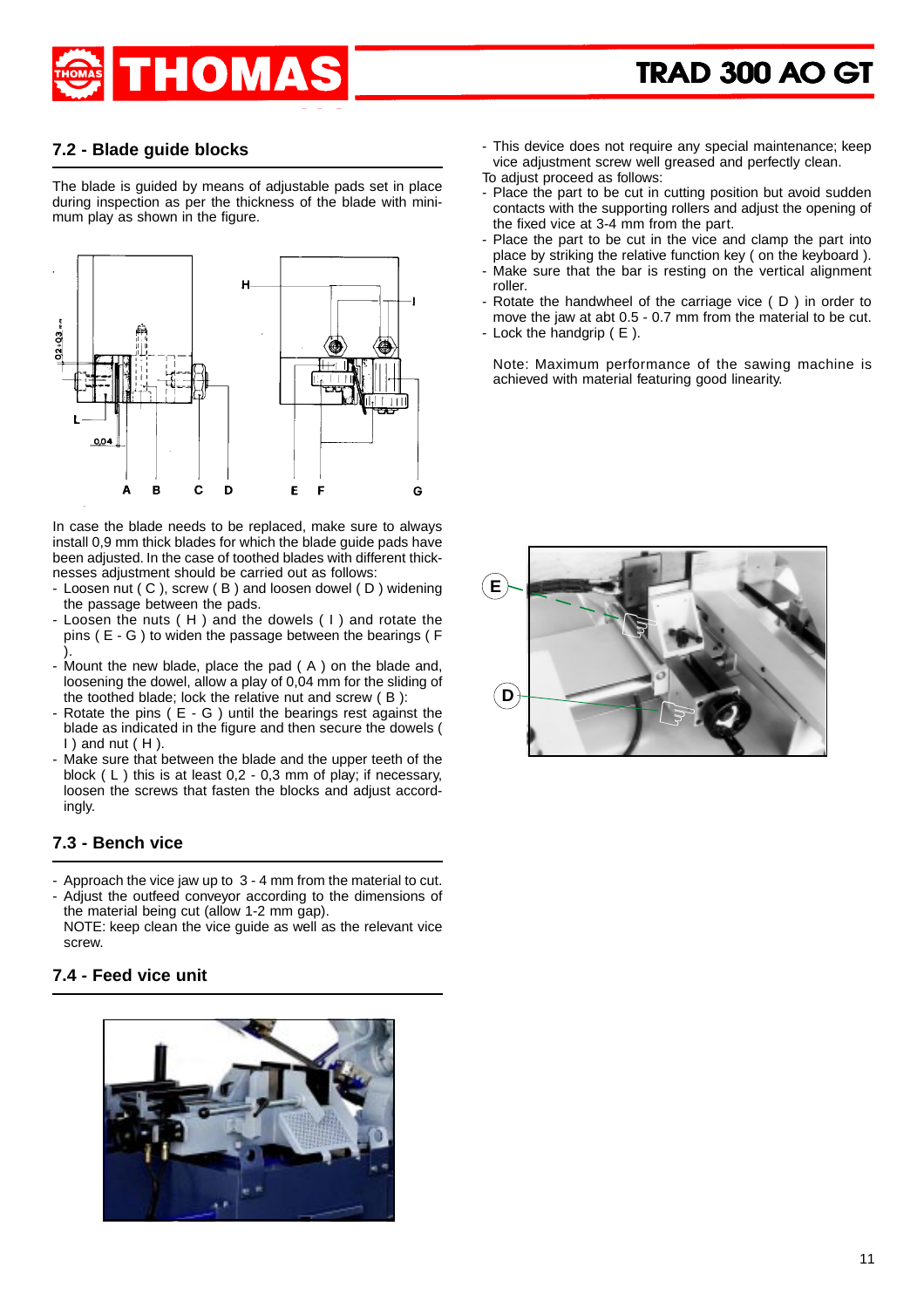## 7.2 - Blade guide blocks

The blade is guided by means of adjustable pads set in place during inspection as per the thickness of the blade with minimum play as shown in the figure.

In case the blade needs to be replaced, make sure to always install 0,9 mm thick blades for which the blade guide pads have been adjusted. In the case of toothed blades with different thicknesses adjustment should be carried out as follows:

- Loosen nut ( C ), screw ( B ) and loosen dowel ( D ) widening the passage between the pads.
- Loosen the nuts ( H ) and the dowels ( I ) and rotate the pins ( E - G ) to widen the passage between the bearings ( F ).
- Mount the new blade, place the pad ( A ) on the blade and, loosening the dowel, allow a play of 0,04 mm for the sliding of the toothed blade; lock the relative nut and screw ( B ):
- Rotate the pins ( E - G ) until the bearings rest against the blade as indicated in the figure and then secure the dowels ( I ) and nut ( H ).
- Make sure that between the blade and the upper teeth of the block ( L ) this is at least 0,2 - 0,3 mm of play; if necessary, loosen the screws that fasten the blocks and adjust accordingly.

## 7.3 - Bench vice

- Approach the vice jaw up to 3 - 4 mm from the material to cut.
- Adjust the outfeed conveyor according to the dimensions of the material being cut (allow 1-2 mm gap).
  NOTE: keep clean the vice guide as well as the relevant vice screw.

## 7.4 - Feed vice unit

- This device does not require any special maintenance; keep vice adjustment screw well greased and perfectly clean.

To adjust proceed as follows:

- Place the part to be cut in cutting position but avoid sudden contacts with the supporting rollers and adjust the opening of the fixed vice at 3-4 mm from the part.
- Place the part to be cut in the vice and clamp the part into place by striking the relative function key ( on the keyboard ).
- Make sure that the bar is resting on the vertical alignment roller.
- Rotate the handwheel of the carriage vice ( D ) in order to move the jaw at abt 0.5 - 0.7 mm from the material to be cut.
- Lock the handgrip ( E ).

Note: Maximum performance of the sawing machine is achieved with material featuring good linearity.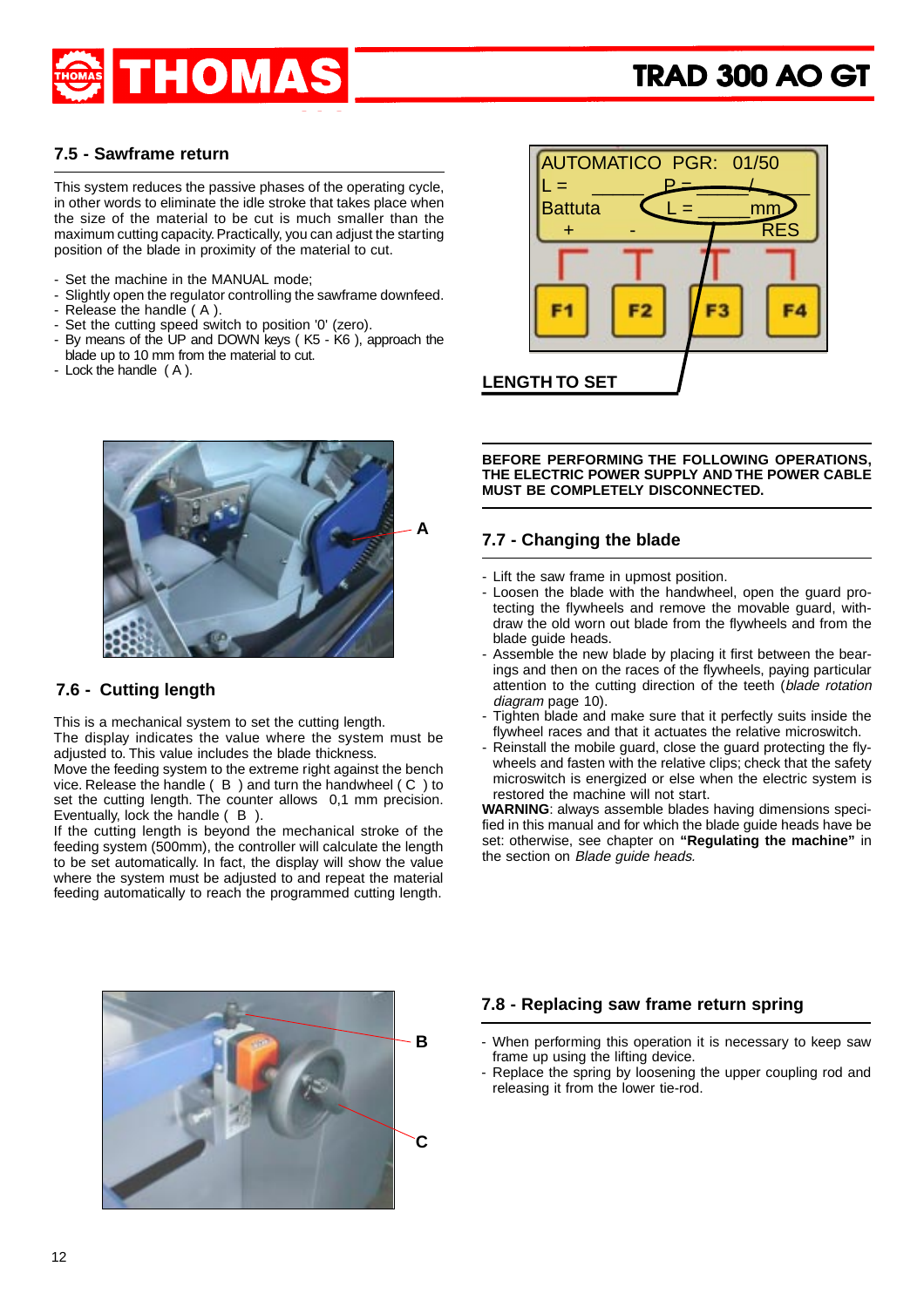## 7.5 - Sawframe return

This system reduces the passive phases of the operating cycle, in other words to eliminate the idle stroke that takes place when the size of the material to be cut is much smaller than the maximum cutting capacity. Practically, you can adjust the starting position of the blade in proximity of the material to cut.

- Set the machine in the MANUAL mode;
- Slightly open the regulator controlling the sawframe downfeed.
- Release the handle ( A ).
- Set the cutting speed switch to position '0' (zero).
- By means of the UP and DOWN keys ( K5 - K6 ), approach the blade up to 10 mm from the material to cut.
- Lock the handle ( A ).

AUTOMATICO PGR: 01/50
L = _____ P = _____/_____
Battuta L = _____mm
\+ - RES
F1 F2 F3 F4

LENGTH TO SET

A

## 7.6 - Cutting length

This is a mechanical system to set the cutting length.
The display indicates the value where the system must be adjusted to. This value includes the blade thickness.
Move the feeding system to the extreme right against the bench vice. Release the handle ( B ) and turn the handwheel ( C ) to set the cutting length. The counter allows 0,1 mm precision.
Eventually, lock the handle ( B ).
If the cutting length is beyond the mechanical stroke of the feeding system (500mm), the controller will calculate the length to be set automatically. In fact, the display will show the value where the system must be adjusted and repeat the material feeding automatically to reach the programmed cutting length.

B

C

**BEFORE PERFORMING THE FOLLOWING OPERATIONS, THE ELECTRIC POWER SUPPLY AND THE POWER CABLE MUST BE COMPLETELY DISCONNECTED.**

## 7.7 - Changing the blade

- Lift the saw frame in upmost position.
- Loosen the blade with the handwheel, open the guard protecting the flywheels and remove the movable guard, withdraw the old worn out blade from the flywheels and from the blade guide heads.
- Assemble the new blade by placing it first between the bearings and then on the races of the flywheels, paying particular attention to the cutting direction of the teeth (*blade rotation diagram* page 10).
- Tighten blade and make sure that it perfectly suits inside the flywheel races and that it actuates the relative microswitch.
- Reinstall the mobile guard, close the guard protecting the flywheels and fasten with the relative clips; check that the safety microswitch is energized or else when the electric system is restored the machine will not start.

**WARNING**: always assemble blades having dimensions specified in this manual and for which the blade guide heads have be set: otherwise, see chapter on **"Regulating the machine"** in the section on *Blade guide heads.*

## 7.8 - Replacing saw frame return spring

- When performing this operation it is necessary to keep saw frame up using the lifting device.
- Replace the spring by loosening the upper coupling rod and releasing it from the lower tie-rod.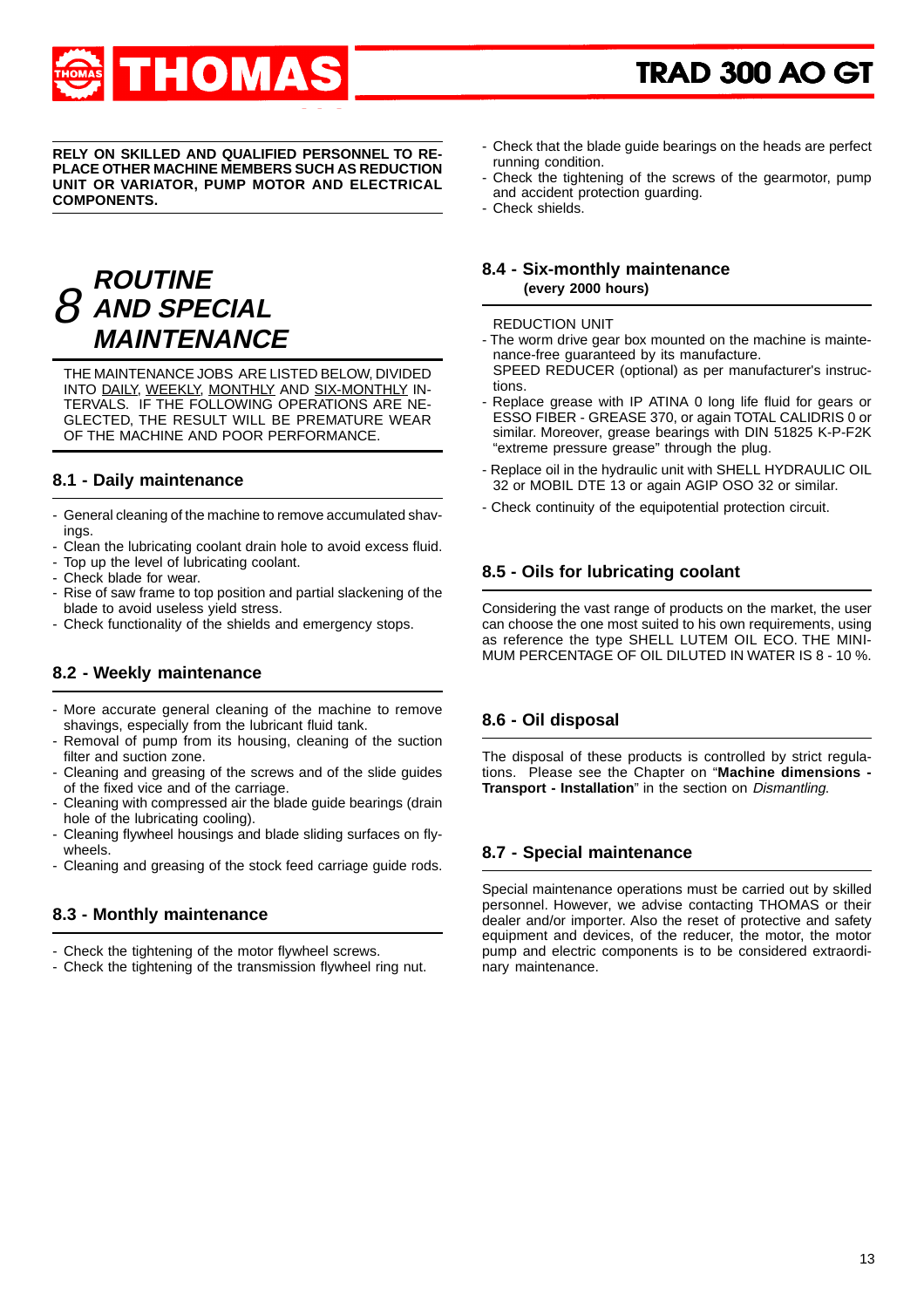**RELY ON SKILLED AND QUALIFIED PERSONNEL TO REPLACE OTHER MACHINE MEMBERS SUCH AS REDUCTION UNIT OR VARIATOR, PUMP MOTOR AND ELECTRICAL COMPONENTS.**

# 8 ROUTINE AND SPECIAL MAINTENANCE

THE MAINTENANCE JOBS ARE LISTED BELOW, DIVIDED INTO DAILY, WEEKLY, MONTHLY AND SIX-MONTHLY INTERVALS. IF THE FOLLOWING OPERATIONS ARE NEGLECTED, THE RESULT WILL BE PREMATURE WEAR OF THE MACHINE AND POOR PERFORMANCE.

## 8.1 - Daily maintenance

- General cleaning of the machine to remove accumulated shavings.
- Clean the lubricating coolant drain hole to avoid excess fluid.
- Top up the level of lubricating coolant.
- Check blade for wear.
- Rise of saw frame to top position and partial slackening of the blade to avoid useless yield stress.
- Check functionality of the shields and emergency stops.

## 8.2 - Weekly maintenance

- More accurate general cleaning of the machine to remove shavings, especially from the lubricant fluid tank.
- Removal of pump from its housing, cleaning of the suction filter and suction zone.
- Cleaning and greasing of the screws and of the slide guides of the fixed vice and of the carriage.
- Cleaning with compressed air the blade guide bearings (drain hole of the lubricating cooling).
- Cleaning flywheel housings and blade sliding surfaces on flywheels.
- Cleaning and greasing of the stock feed carriage guide rods.

## 8.3 - Monthly maintenance

- Check the tightening of the motor flywheel screws.
- Check the tightening of the transmission flywheel ring nut.
- Check that the blade guide bearings on the heads are perfect running condition.
- Check the tightening of the screws of the gearmotor, pump and accident protection guarding.
- Check shields.

## 8.4 - Six-monthly maintenance

**(every 2000 hours)**

REDUCTION UNIT

- The worm drive gear box mounted on the machine is maintenance-free guaranteed by its manufacture.
  SPEED REDUCER (optional) as per manufacturer's instructions.
- Replace grease with IP ATINA 0 long life fluid for gears or ESSO FIBER - GREASE 370, or again TOTAL CALIDRIS 0 or similar. Moreover, grease bearings with DIN 51825 K-P-F2K "extreme pressure grease" through the plug.
- Replace oil in the hydraulic unit with SHELL HYDRAULIC OIL 32 or MOBIL DTE 13 or again AGIP OSO 32 or similar.
- Check continuity of the equipotential protection circuit.

## 8.5 - Oils for lubricating coolant

Considering the vast range of products on the market, the user can choose the one most suited to his own requirements, using as reference the type SHELL LUTEM OIL ECO. THE MINIMUM PERCENTAGE OF OIL DILUTED IN WATER IS 8 - 10 %.

## 8.6 - Oil disposal

The disposal of these products is controlled by strict regulations. Please see the Chapter on "**Machine dimensions - Transport - Installation**" in the section on *Dismantling.*

## 8.7 - Special maintenance

Special maintenance operations must be carried out by skilled personnel. However, we advise contacting THOMAS or their dealer and/or importer. Also the reset of protective and safety equipment and devices, of the reducer, the motor, the motor pump and electric components is to be considered extraordinary maintenance.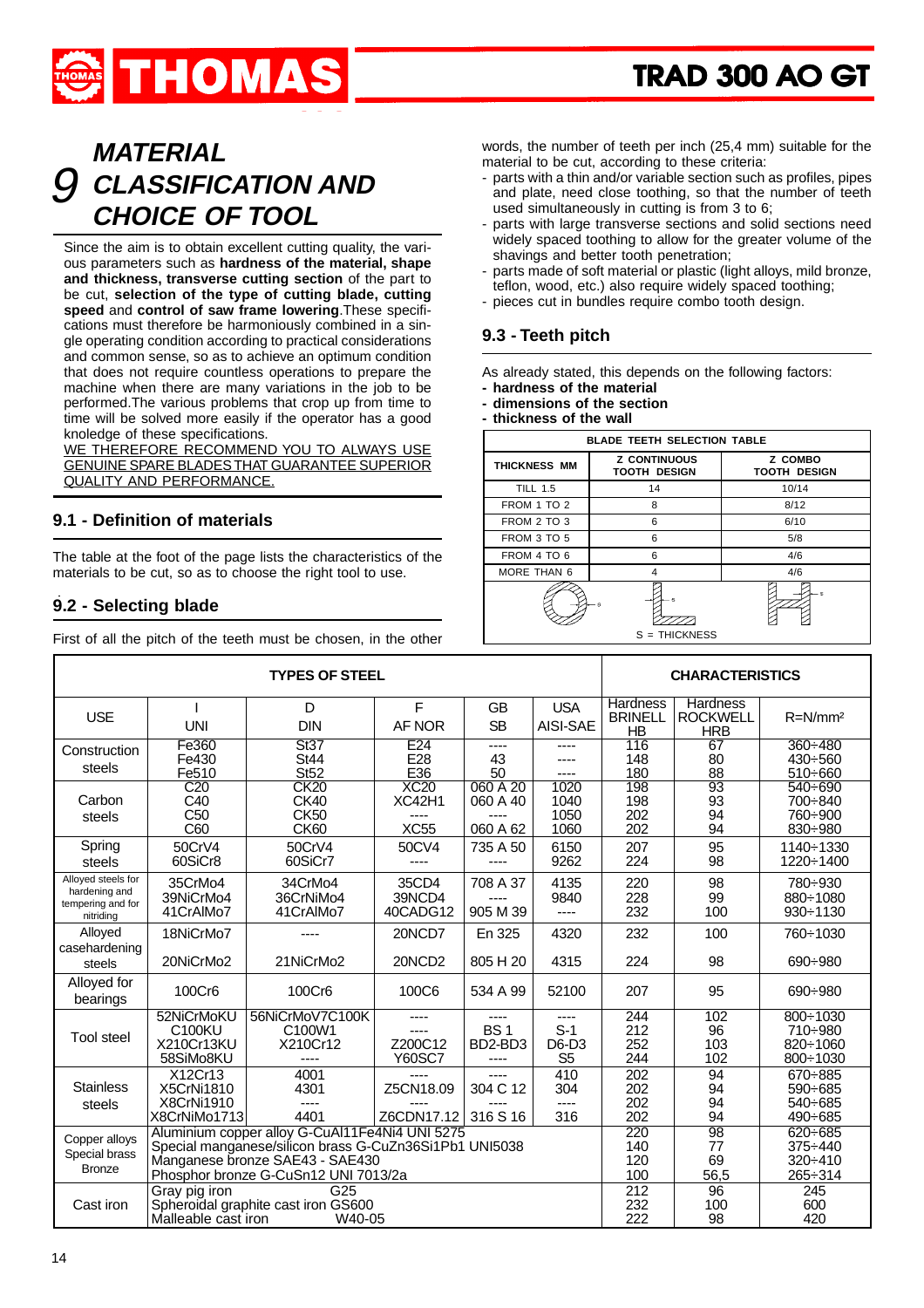# 9 MATERIAL CLASSIFICATION AND CHOICE OF TOOL

Since the aim is to obtain excellent cutting quality, the various parameters such as **hardness of the material, shape and thickness, transverse cutting section** of the part to be cut, **selection of the type of cutting blade, cutting speed** and **control of saw frame lowering**.These specifications must therefore be harmoniously combined in a single operating condition according to practical considerations and common sense, so as to achieve an optimum condition that does not require countless operations to prepare the machine when there are many variations in the job to be performed.The various problems that crop up from time to time will be solved more easily if the operator has a good knoledge of these specifications.

WE THEREFORE RECOMMEND YOU TO ALWAYS USE GENUINE SPARE BLADES THAT GUARANTEE SUPERIOR QUALITY AND PERFORMANCE.

## 9.1 - Definition of materials

The table at the foot of the page lists the characteristics of the materials to be cut, so as to choose the right tool to use.

## 9.2 - Selecting blade

First of all the pitch of the teeth must be chosen, in the other words, the number of teeth per inch (25,4 mm) suitable for the material to be cut, according to these criteria:

- parts with a thin and/or variable section such as profiles, pipes and plate, need close toothing, so that the number of teeth used simultaneously in cutting is from 3 to 6;
- parts with large transverse sections and solid sections need widely spaced toothing to allow for the greater volume of the shavings and better tooth penetration;
- parts made of soft material or plastic (light alloys, mild bronze, teflon, wood, etc.) also require widely spaced toothing;
- pieces cut in bundles require combo tooth design.

## 9.3 - Teeth pitch

As already stated, this depends on the following factors:

- **hardness of the material**
- **dimensions of the section**
- **thickness of the wall**

| BLADE TEETH SELECTION TABLE | | |
|---|---|---|
| THICKNESS MM | Z CONTINUOUS TOOTH DESIGN | Z COMBO TOOTH DESIGN |
| TILL 1.5 | 14 | 10/14 |
| FROM 1 TO 2 | 8 | 8/12 |
| FROM 2 TO 3 | 6 | 6/10 |
| FROM 3 TO 5 | 6 | 5/8 |
| FROM 4 TO 6 | 6 | 4/6 |
| MORE THAN 6 | 4 | 4/6 |

S = THICKNESS

| TYPES OF STEEL | | | | | | CHARACTERISTICS | | |
|---|---|---|---|---|---|---|---|---|
| USE | I UNI | D DIN | F AF NOR | GB SB | USA AISI-SAE | Hardness BRINELL HB | Hardness ROCKWELL HRB | R=N/mm² |
| Construction steels | Fe360<br>Fe430<br>Fe510 | St37<br>St44<br>St52 | E24<br>E28<br>E36 | ----<br>43<br>50 | ----<br>----<br>---- | 116<br>148<br>180 | 67<br>80<br>88 | 360÷480<br>430÷560<br>510÷660 |
| Carbon steels | C20<br>C40<br>C50<br>C60 | CK20<br>CK40<br>CK50<br>CK60 | XC20<br>XC42H1<br>----<br>XC55 | 060 A 20<br>060 A 40<br>----<br>060 A 62 | 1020<br>1040<br>1050<br>1060 | 198<br>198<br>202<br>202 | 93<br>93<br>94<br>94 | 540÷690<br>700÷840<br>760÷900<br>830÷980 |
| Spring steels | 50CrV4<br>60SiCr8 | 50CrV4<br>60SiCr7 | 50CV4<br>---- | 735 A 50<br>---- | 6150<br>9262 | 207<br>224 | 95<br>98 | 1140÷1330<br>1220÷1400 |
| Alloyed steels for hardening and tempering and for nitriding | 35CrMo4<br>39NiCrMo4<br>41CrAlMo7 | 34CrMo4<br>36CrNiMo4<br>41CrAlMo7 | 35CD4<br>39NCD4<br>40CADG12 | 708 A 37<br>----<br>905 M 39 | 4135<br>9840<br>---- | 220<br>228<br>232 | 98<br>99<br>100 | 780÷930<br>880÷1080<br>930÷1130 |
| Alloyed casehardening steels | 18NiCrMo7<br>20NiCrMo2 | ----<br>21NiCrMo2 | 20NCD7<br>20NCD2 | En 325<br>805 H 20 | 4320<br>4315 | 232<br>224 | 100<br>98 | 760÷1030<br>690÷980 |
| Alloyed for bearings | 100Cr6 | 100Cr6 | 100C6 | 534 A 99 | 52100 | 207 | 95 | 690÷980 |
| Tool steel | 52NiCrMoKU<br>C100KU<br>X210Cr13KU<br>58SiMo8KU | 56NiCrMoV7C100K<br>C100W1<br>X210Cr12<br>---- | ----<br>----<br>Z200C12<br>Y60SC7 | ----<br>BS 1<br>BD2-BD3<br>---- | ----<br>S-1<br>D6-D3<br>S5 | 244<br>212<br>252<br>244 | 102<br>96<br>103<br>102 | 800÷1030<br>710÷980<br>820÷1060<br>800÷1030 |
| Stainless steels | X12Cr13<br>X5CrNi1810<br>X8CrNi1910<br>X8CrNiMo1713 | 4001<br>4301<br>----<br>4401 | ----<br>Z5CN18.09<br>----<br>Z6CDN17.12 | ----<br>304 C 12<br>----<br>316 S 16 | 410<br>304<br>----<br>316 | 202<br>202<br>202<br>202 | 94<br>94<br>94<br>94 | 670÷885<br>590÷685<br>540÷685<br>490÷685 |
| Copper alloys Special brass Bronze | Aluminium copper alloy G-CuAl11Fe4Ni4 UNI 5275<br>Special manganese/silicon brass G-CuZn36Si1Pb1 UNI5038<br>Manganese bronze SAE43 - SAE430<br>Phosphor bronze G-CuSn12 UNI 7013/2a | | | | | 220<br>140<br>120<br>100 | 98<br>77<br>69<br>56,5 | 620÷685<br>375÷440<br>320÷410<br>265÷314 |
| Cast iron | Gray pig iron G25<br>Spheroidal graphite cast iron GS600<br>Malleable cast iron W40-05 | | | | | 212<br>232<br>222 | 96<br>100<br>98 | 245<br>600<br>420 |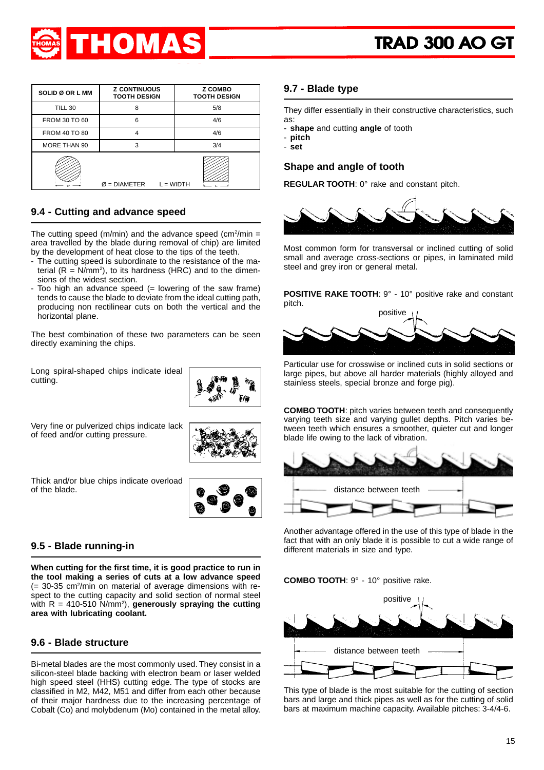| SOLID Ø OR L MM | Z CONTINUOUS TOOTH DESIGN | Z COMBO TOOTH DESIGN |
|---|---|---|
| TILL 30 | 8 | 5/8 |
| FROM 30 TO 60 | 6 | 4/6 |
| FROM 40 TO 80 | 4 | 4/6 |
| MORE THAN 90 | 3 | 3/4 |

Ø = DIAMETER   L = WIDTH

## 9.4 - Cutting and advance speed

The cutting speed (m/min) and the advance speed (cm²/min = area travelled by the blade during removal of chip) are limited by the development of heat close to the tips of the teeth.

- The cutting speed is subordinate to the resistance of the material (R = N/mm²), to its hardness (HRC) and to the dimensions of the widest section.
- Too high an advance speed (= lowering of the saw frame) tends to cause the blade to deviate from the ideal cutting path, producing non rectilinear cuts on both the vertical and the horizontal plane.

The best combination of these two parameters can be seen directly examining the chips.

Long spiral-shaped chips indicate ideal cutting.

Very fine or pulverized chips indicate lack of feed and/or cutting pressure.

Thick and/or blue chips indicate overload of the blade.

## 9.5 - Blade running-in

**When cutting for the first time, it is good practice to run in the tool making a series of cuts at a low advance speed** (= 30-35 cm²/min on material of average dimensions with respect to the cutting capacity and solid section of normal steel with R = 410-510 N/mm²), **generously spraying the cutting area with lubricating coolant.**

## 9.6 - Blade structure

Bi-metal blades are the most commonly used. They consist in a silicon-steel blade backing with electron beam or laser welded high speed steel (HHS) cutting edge. The type of stocks are classified in M2, M42, M51 and differ from each other because of their major hardness due to the increasing percentage of Cobalt (Co) and molybdenum (Mo) contained in the metal alloy.

## 9.7 - Blade type

They differ essentially in their constructive characteristics, such as:

- **shape** and cutting **angle** of tooth
- **pitch**
- **set**

### Shape and angle of tooth

**REGULAR TOOTH**: 0° rake and constant pitch.

Most common form for transversal or inclined cutting of solid small and average cross-sections or pipes, in laminated mild steel and grey iron or general metal.

**POSITIVE RAKE TOOTH**: 9° - 10° positive rake and constant pitch.

positive

Particular use for crosswise or inclined cuts in solid sections or large pipes, but above all harder materials (highly alloyed and stainless steels, special bronze and forge pig).

**COMBO TOOTH**: pitch varies between teeth and consequently varying teeth size and varying gullet depths. Pitch varies between teeth which ensures a smoother, quieter cut and longer blade life owing to the lack of vibration.

distance between teeth

Another advantage offered in the use of this type of blade in the fact that with an only blade it is possible to cut a wide range of different materials in size and type.

**COMBO TOOTH**: 9° - 10° positive rake.

positive

distance between teeth

This type of blade is the most suitable for the cutting of section bars and large and thick pipes as well as for the cutting of solid bars at maximum machine capacity. Available pitches: 3-4/4-6.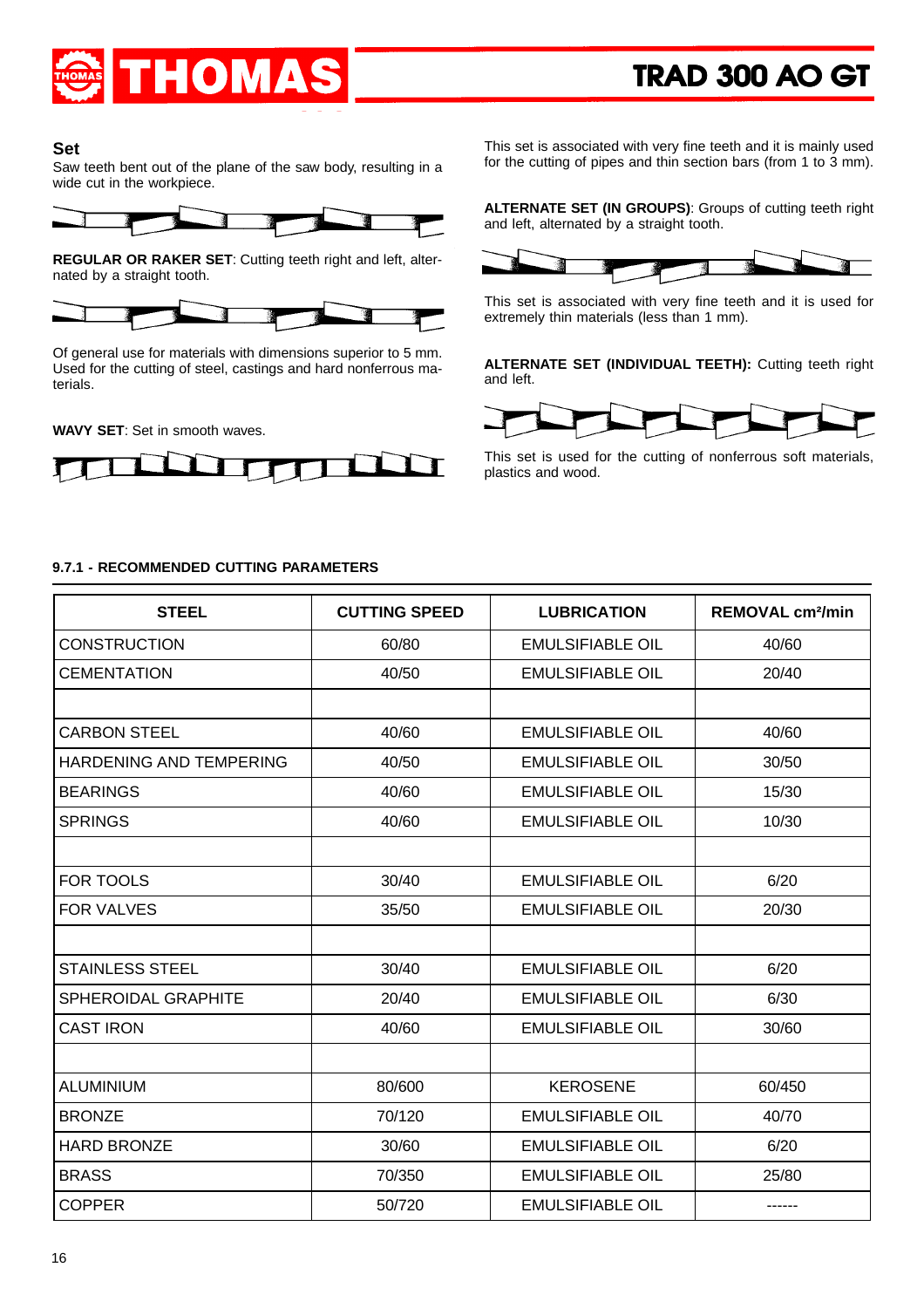### Set

Saw teeth bent out of the plane of the saw body, resulting in a wide cut in the workpiece.

**REGULAR OR RAKER SET**: Cutting teeth right and left, alternated by a straight tooth.

Of general use for materials with dimensions superior to 5 mm. Used for the cutting of steel, castings and hard nonferrous materials.

**WAVY SET**: Set in smooth waves.

This set is associated with very fine teeth and it is mainly used for the cutting of pipes and thin section bars (from 1 to 3 mm).

**ALTERNATE SET (IN GROUPS)**: Groups of cutting teeth right and left, alternated by a straight tooth.

This set is associated with very fine teeth and it is used for extremely thin materials (less than 1 mm).

**ALTERNATE SET (INDIVIDUAL TEETH):** Cutting teeth right and left.

This set is used for the cutting of nonferrous soft materials, plastics and wood.

#### 9.7.1 - RECOMMENDED CUTTING PARAMETERS

| STEEL | CUTTING SPEED | LUBRICATION | REMOVAL cm²/min |
|---|---|---|---|
| CONSTRUCTION | 60/80 | EMULSIFIABLE OIL | 40/60 |
| CEMENTATION | 40/50 | EMULSIFIABLE OIL | 20/40 |
| | | | |
| CARBON STEEL | 40/60 | EMULSIFIABLE OIL | 40/60 |
| HARDENING AND TEMPERING | 40/50 | EMULSIFIABLE OIL | 30/50 |
| BEARINGS | 40/60 | EMULSIFIABLE OIL | 15/30 |
| SPRINGS | 40/60 | EMULSIFIABLE OIL | 10/30 |
| | | | |
| FOR TOOLS | 30/40 | EMULSIFIABLE OIL | 6/20 |
| FOR VALVES | 35/50 | EMULSIFIABLE OIL | 20/30 |
| | | | |
| STAINLESS STEEL | 30/40 | EMULSIFIABLE OIL | 6/20 |
| SPHEROIDAL GRAPHITE | 20/40 | EMULSIFIABLE OIL | 6/30 |
| CAST IRON | 40/60 | EMULSIFIABLE OIL | 30/60 |
| | | | |
| ALUMINIUM | 80/600 | KEROSENE | 60/450 |
| BRONZE | 70/120 | EMULSIFIABLE OIL | 40/70 |
| HARD BRONZE | 30/60 | EMULSIFIABLE OIL | 6/20 |
| BRASS | 70/350 | EMULSIFIABLE OIL | 25/80 |
| COPPER | 50/720 | EMULSIFIABLE OIL | ------ |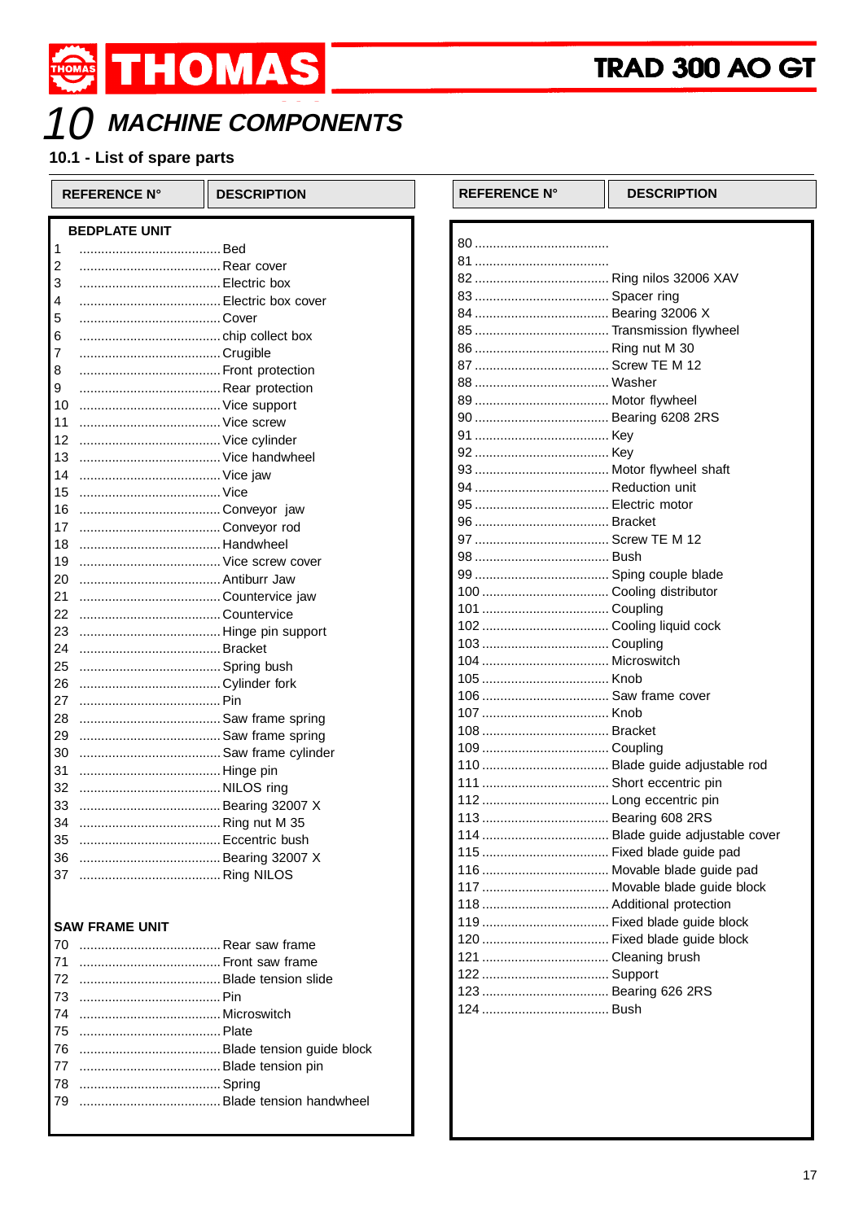# 10 MACHINE COMPONENTS

## 10.1 - List of spare parts

| REFERENCE N° | DESCRIPTION |
|---|---|
| **BEDPLATE UNIT** | |
| 1 | Bed |
| 2 | Rear cover |
| 3 | Electric box |
| 4 | Electric box cover |
| 5 | Cover |
| 6 | chip collect box |
| 7 | Crugible |
| 8 | Front protection |
| 9 | Rear protection |
| 10 | Vice support |
| 11 | Vice screw |
| 12 | Vice cylinder |
| 13 | Vice handwheel |
| 14 | Vice jaw |
| 15 | Vice |
| 16 | Conveyor jaw |
| 17 | Conveyor rod |
| 18 | Handwheel |
| 19 | Vice screw cover |
| 20 | Antiburr Jaw |
| 21 | Countervice jaw |
| 22 | Countervice |
| 23 | Hinge pin support |
| 24 | Bracket |
| 25 | Spring bush |
| 26 | Cylinder fork |
| 27 | Pin |
| 28 | Saw frame spring |
| 29 | Saw frame spring |
| 30 | Saw frame cylinder |
| 31 | Hinge pin |
| 32 | NILOS ring |
| 33 | Bearing 32007 X |
| 34 | Ring nut M 35 |
| 35 | Eccentric bush |
| 36 | Bearing 32007 X |
| 37 | Ring NILOS |
| **SAW FRAME UNIT** | |
| 70 | Rear saw frame |
| 71 | Front saw frame |
| 72 | Blade tension slide |
| 73 | Pin |
| 74 | Microswitch |
| 75 | Plate |
| 76 | Blade tension guide block |
| 77 | Blade tension pin |
| 78 | Spring |
| 79 | Blade tension handwheel |

| REFERENCE N° | DESCRIPTION |
|---|---|
| 80 | |
| 81 | |
| 82 | Ring nilos 32006 XAV |
| 83 | Spacer ring |
| 84 | Bearing 32006 X |
| 85 | Transmission flywheel |
| 86 | Ring nut M 30 |
| 87 | Screw TE M 12 |
| 88 | Washer |
| 89 | Motor flywheel |
| 90 | Bearing 6208 2RS |
| 91 | Key |
| 92 | Key |
| 93 | Motor flywheel shaft |
| 94 | Reduction unit |
| 95 | Electric motor |
| 96 | Bracket |
| 97 | Screw TE M 12 |
| 98 | Bush |
| 99 | Sping couple blade |
| 100 | Cooling distributor |
| 101 | Coupling |
| 102 | Cooling liquid cock |
| 103 | Coupling |
| 104 | Microswitch |
| 105 | Knob |
| 106 | Saw frame cover |
| 107 | Knob |
| 108 | Bracket |
| 109 | Coupling |
| 110 | Blade guide adjustable rod |
| 111 | Short eccentric pin |
| 112 | Long eccentric pin |
| 113 | Bearing 608 2RS |
| 114 | Blade guide adjustable cover |
| 115 | Fixed blade guide pad |
| 116 | Movable blade guide pad |
| 117 | Movable blade guide block |
| 118 | Additional protection |
| 119 | Fixed blade guide block |
| 120 | Fixed blade guide block |
| 121 | Cleaning brush |
| 122 | Support |
| 123 | Bearing 626 2RS |
| 124 | Bush |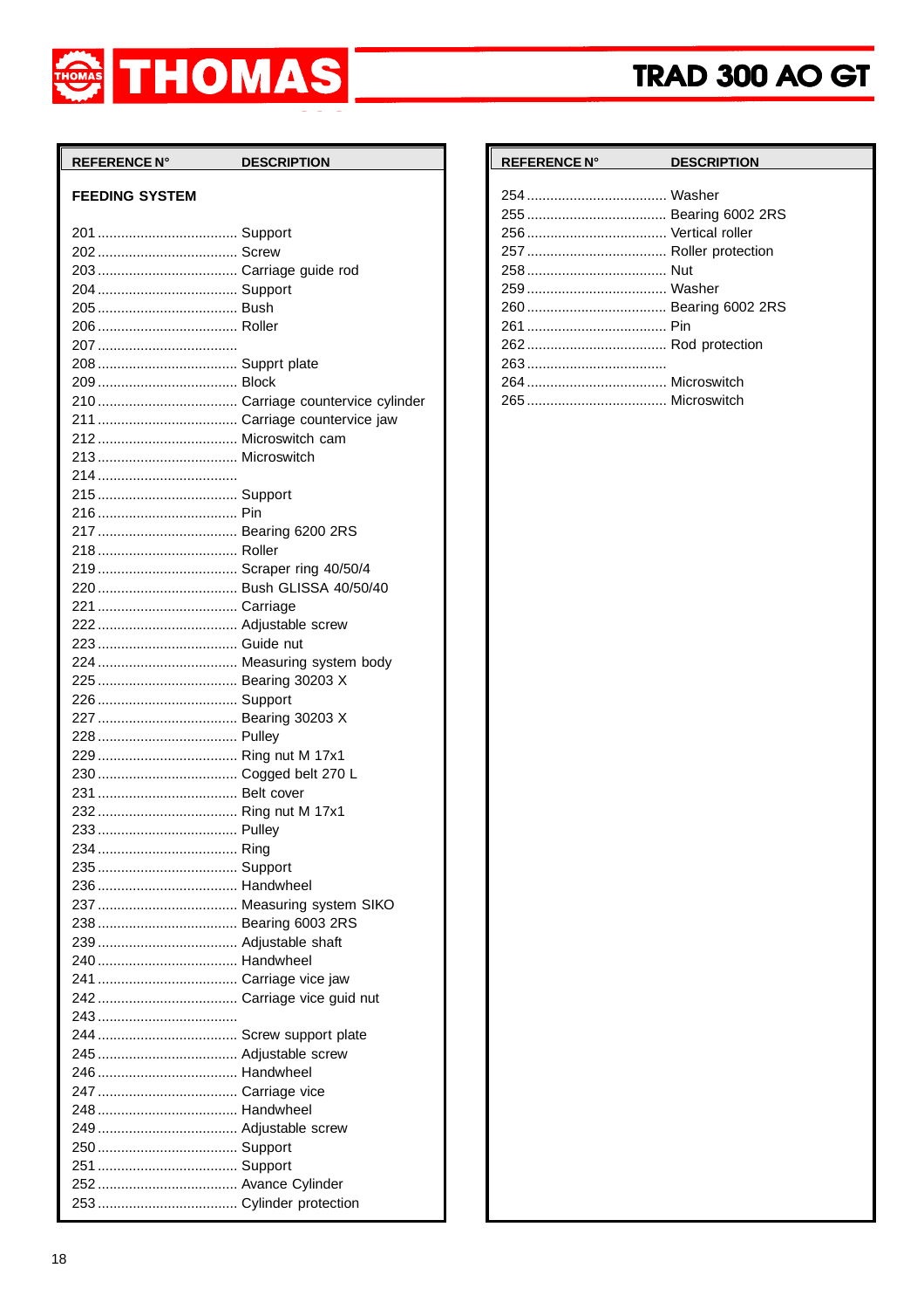# THOMAS TRAD 300 AO GT

| REFERENCE N° | DESCRIPTION |
|---|---|
| **FEEDING SYSTEM** | |
| 201 | Support |
| 202 | Screw |
| 203 | Carriage guide rod |
| 204 | Support |
| 205 | Bush |
| 206 | Roller |
| 207 | |
| 208 | Supprt plate |
| 209 | Block |
| 210 | Carriage countervice cylinder |
| 211 | Carriage countervice jaw |
| 212 | Microswitch cam |
| 213 | Microswitch |
| 214 | |
| 215 | Support |
| 216 | Pin |
| 217 | Bearing 6200 2RS |
| 218 | Roller |
| 219 | Scraper ring 40/50/4 |
| 220 | Bush GLISSA 40/50/40 |
| 221 | Carriage |
| 222 | Adjustable screw |
| 223 | Guide nut |
| 224 | Measuring system body |
| 225 | Bearing 30203 X |
| 226 | Support |
| 227 | Bearing 30203 X |
| 228 | Pulley |
| 229 | Ring nut M 17x1 |
| 230 | Cogged belt 270 L |
| 231 | Belt cover |
| 232 | Ring nut M 17x1 |
| 233 | Pulley |
| 234 | Ring |
| 235 | Support |
| 236 | Handwheel |
| 237 | Measuring system SIKO |
| 238 | Bearing 6003 2RS |
| 239 | Adjustable shaft |
| 240 | Handwheel |
| 241 | Carriage vice jaw |
| 242 | Carriage vice guid nut |
| 243 | |
| 244 | Screw support plate |
| 245 | Adjustable screw |
| 246 | Handwheel |
| 247 | Carriage vice |
| 248 | Handwheel |
| 249 | Adjustable screw |
| 250 | Support |
| 251 | Support |
| 252 | Avance Cylinder |
| 253 | Cylinder protection |

| REFERENCE N° | DESCRIPTION |
|---|---|
| 254 | Washer |
| 255 | Bearing 6002 2RS |
| 256 | Vertical roller |
| 257 | Roller protection |
| 258 | Nut |
| 259 | Washer |
| 260 | Bearing 6002 2RS |
| 261 | Pin |
| 262 | Rod protection |
| 263 | |
| 264 | Microswitch |
| 265 | Microswitch |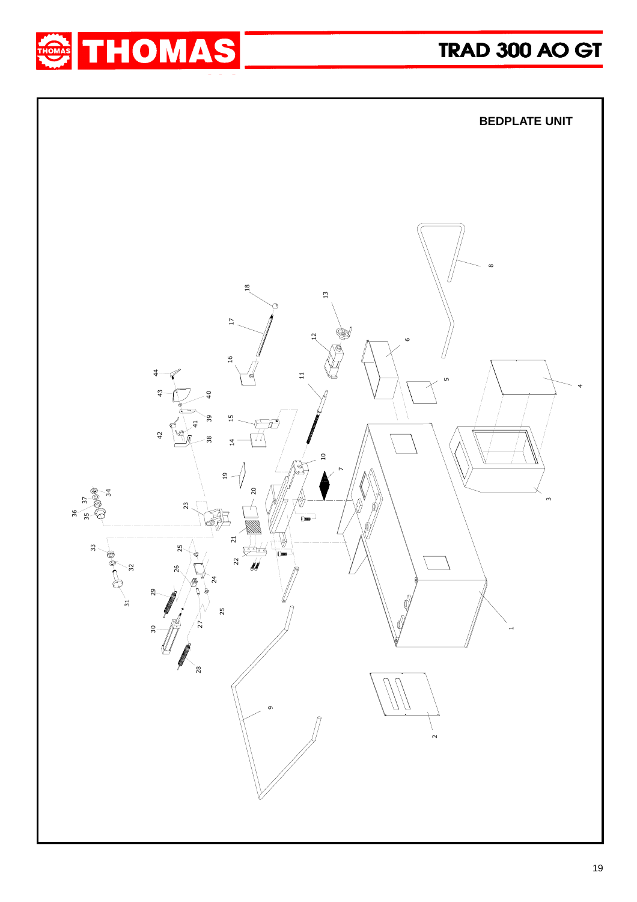## BEDPLATE UNIT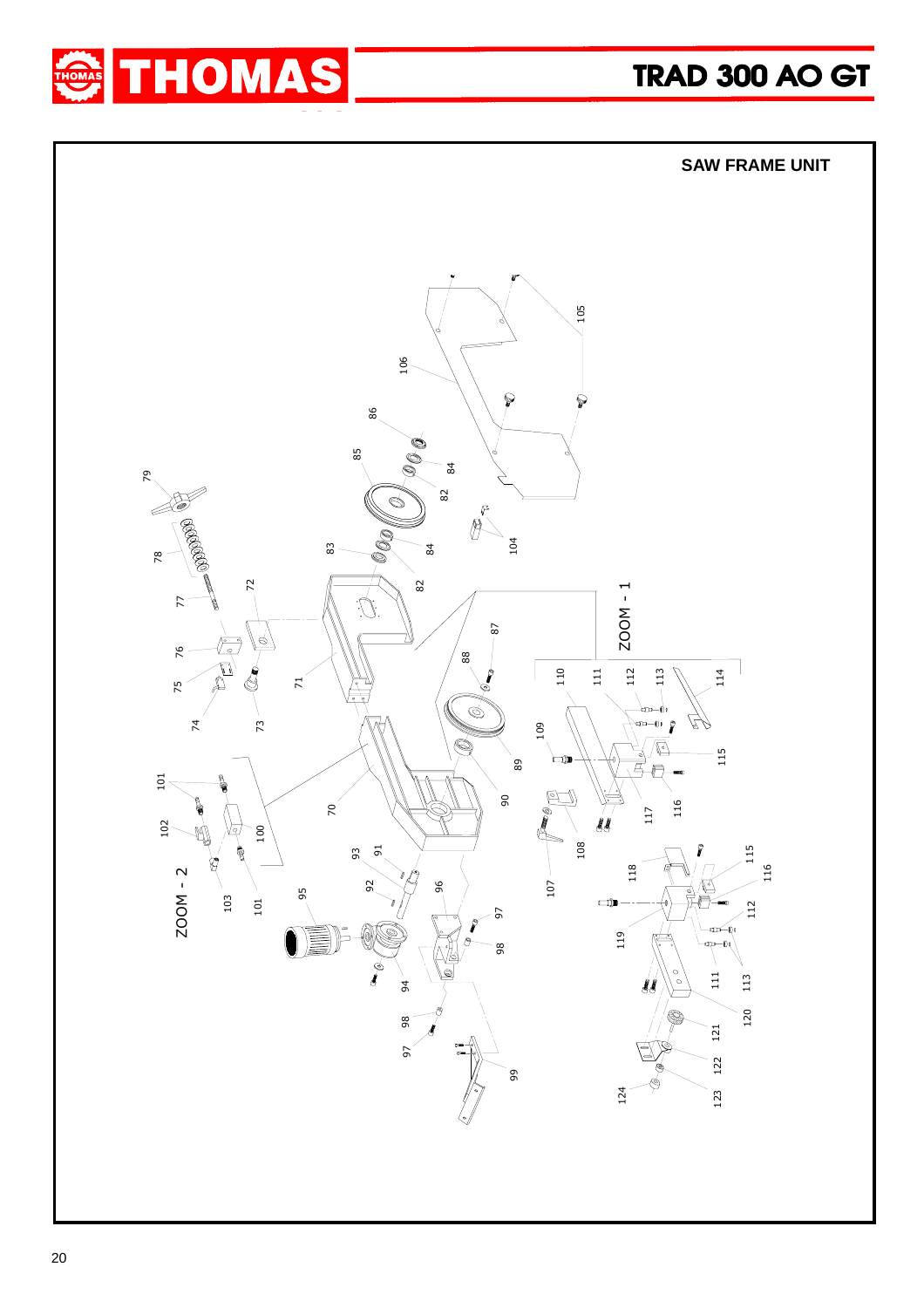## SAW FRAME UNIT

ZOOM - 1

ZOOM - 2

70 71 72 73 74 75 76 77 78 79 82 83 84 85 86 87 88 89 90 91 92 93 94 95 96 97 98 99 100 101 102 103 104 105 106 107 108 109 110 111 112 113 114 115 116 117 118 119 120 121 122 123 124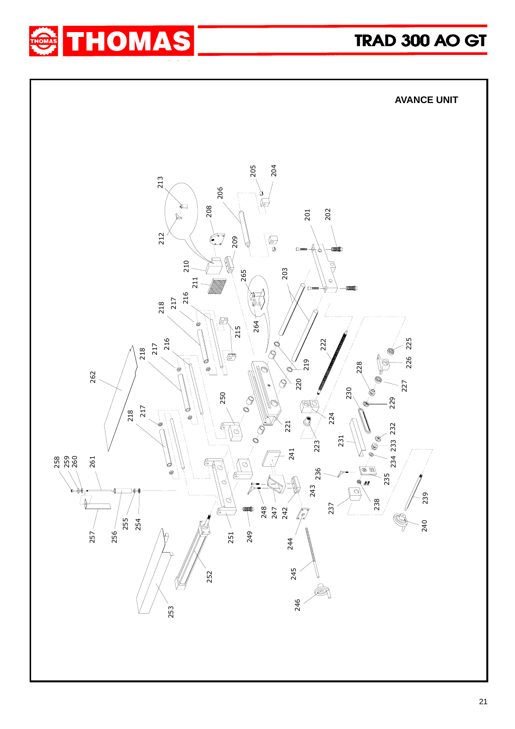## AVANCE UNIT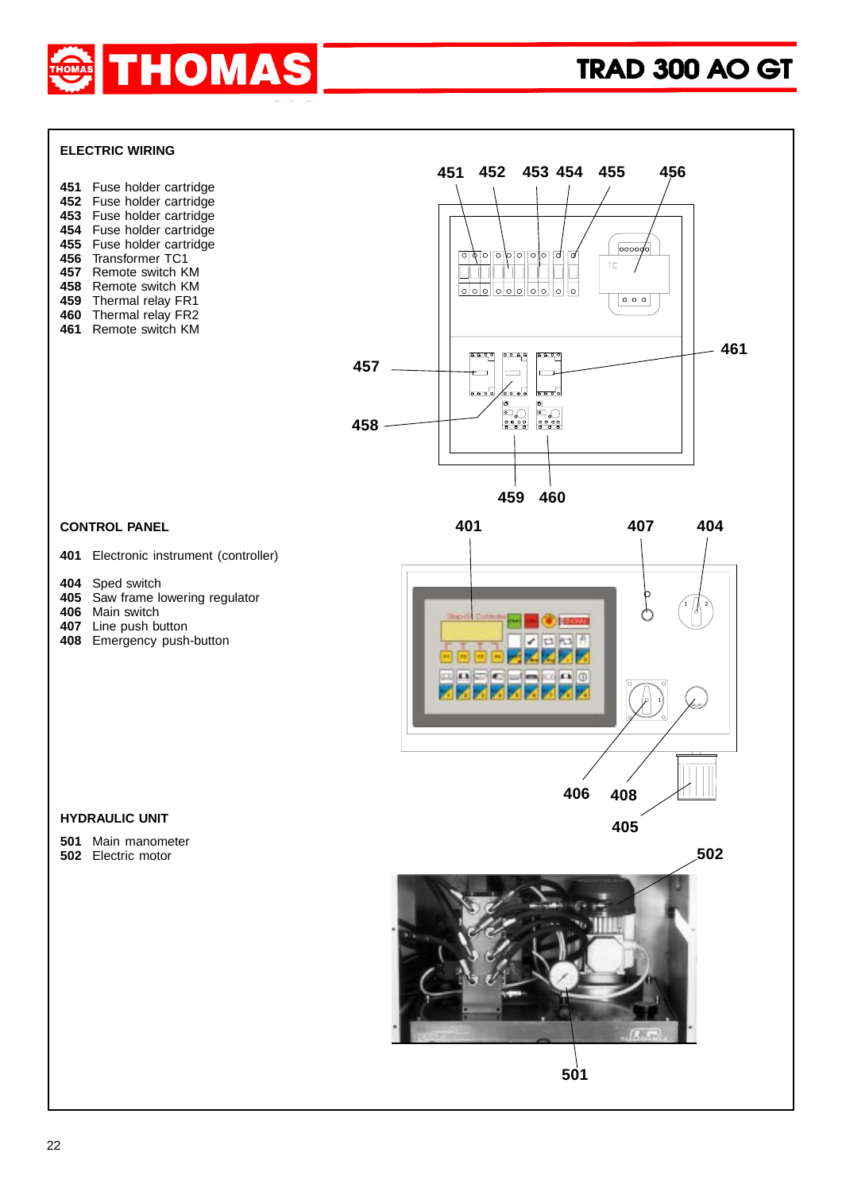## ELECTRIC WIRING

**451** Fuse holder cartridge
**452** Fuse holder cartridge
**453** Fuse holder cartridge
**454** Fuse holder cartridge
**455** Fuse holder cartridge
**456** Transformer TC1
**457** Remote switch KM
**458** Remote switch KM
**459** Thermal relay FR1
**460** Thermal relay FR2
**461** Remote switch KM

## CONTROL PANEL

**401** Electronic instrument (controller)

**404** Sped switch
**405** Saw frame lowering regulator
**406** Main switch
**407** Line push button
**408** Emergency push-button

## HYDRAULIC UNIT

**501** Main manometer
**502** Electric motor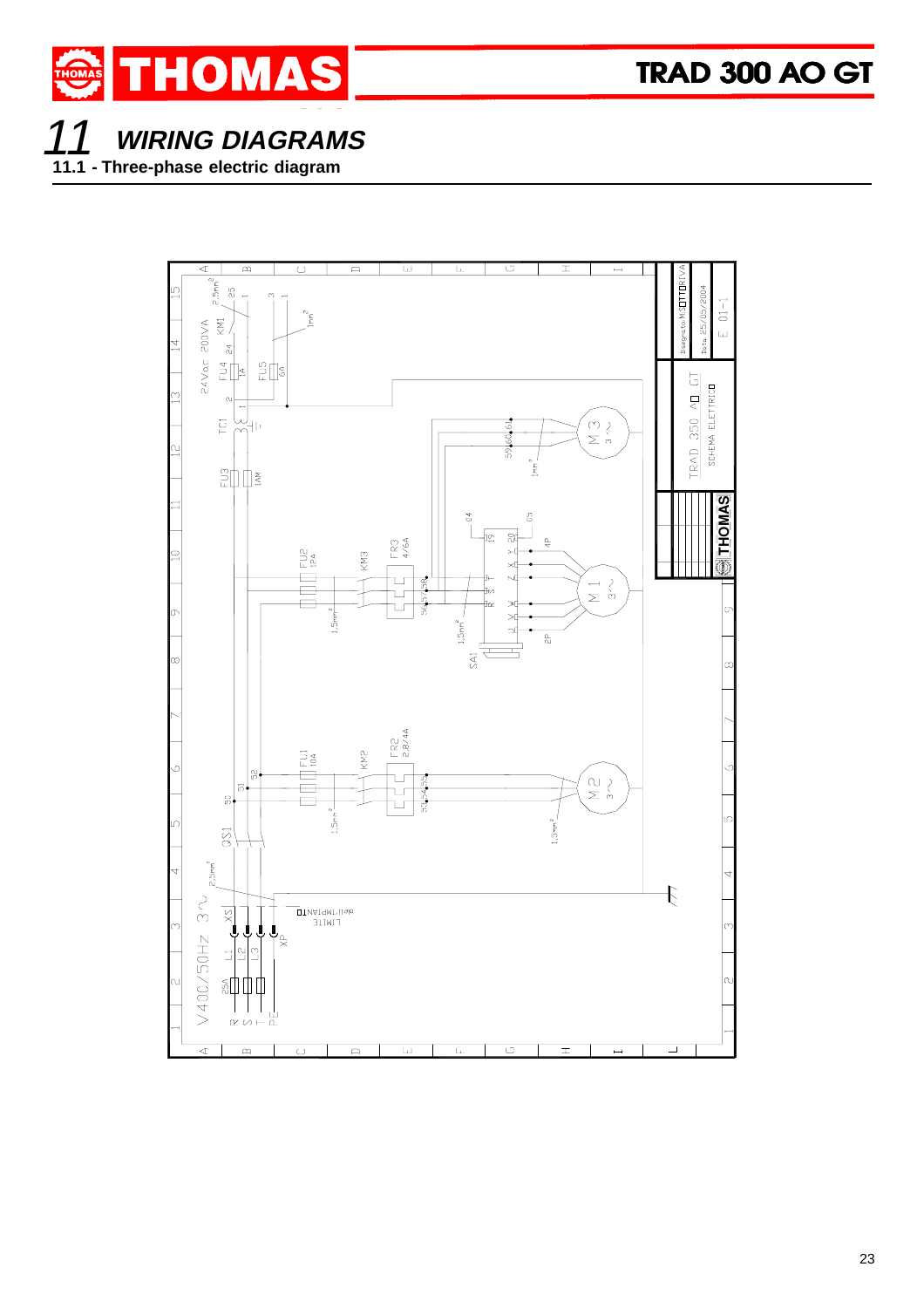# 11 WIRING DIAGRAMS

## 11.1 - Three-phase electric diagram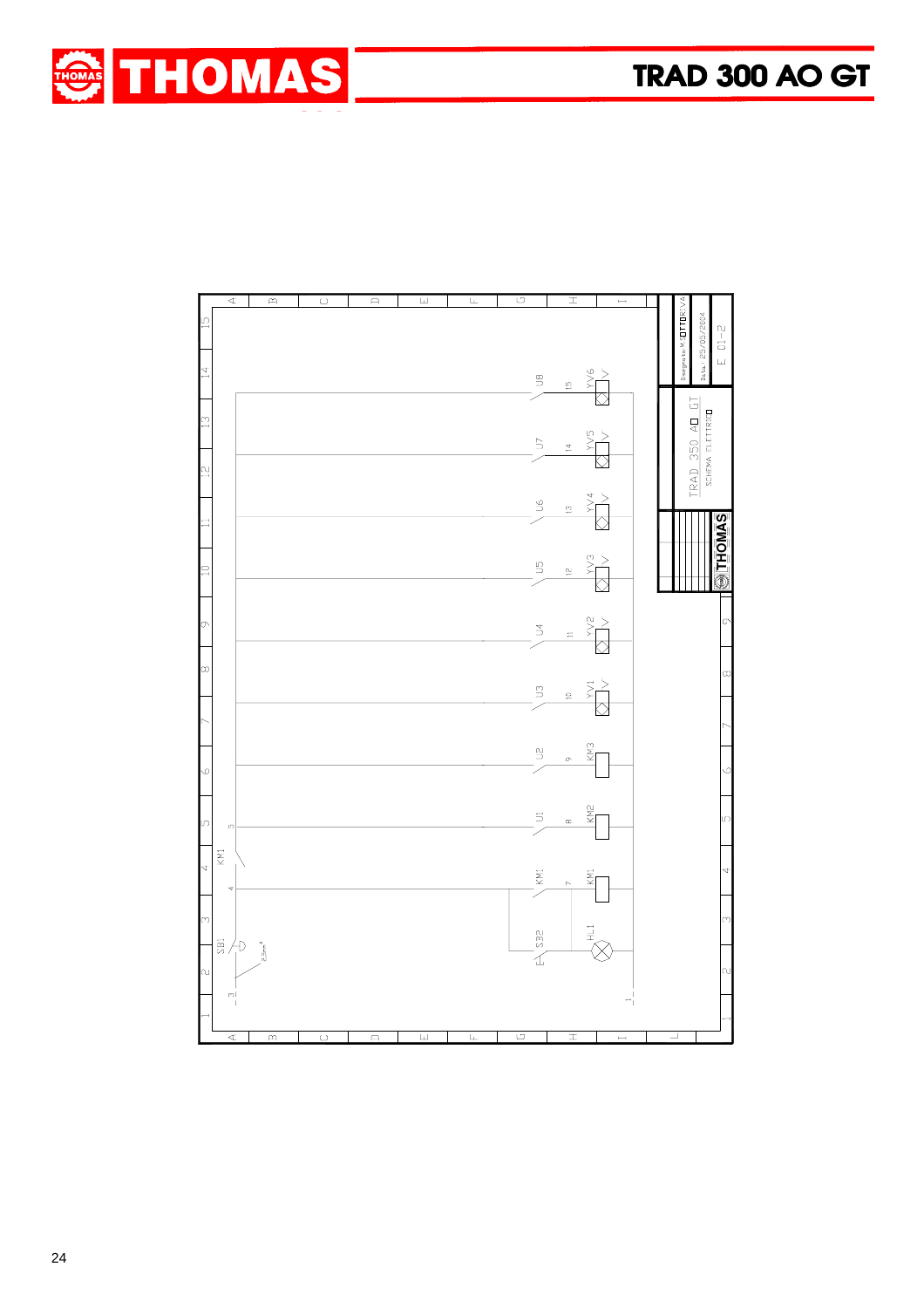THOMAS

TRAD 300 AO GT

SB1

2,5mm²

KM1

4

5

S32

KM1

U1

U2

U3

U4

U5

U6

U7

U8

7

8

9

10

11

12

13

14

15

HL1

KM1

KM2

KM3

YV1

YV2

YV3

YV4

YV5

YV6

3

1

Disegnato: MOTTOR V4

Data: 25/05/2004

E 01-2

TRAD 350 AO GT

SCHEMA ELETTRICO

THOMAS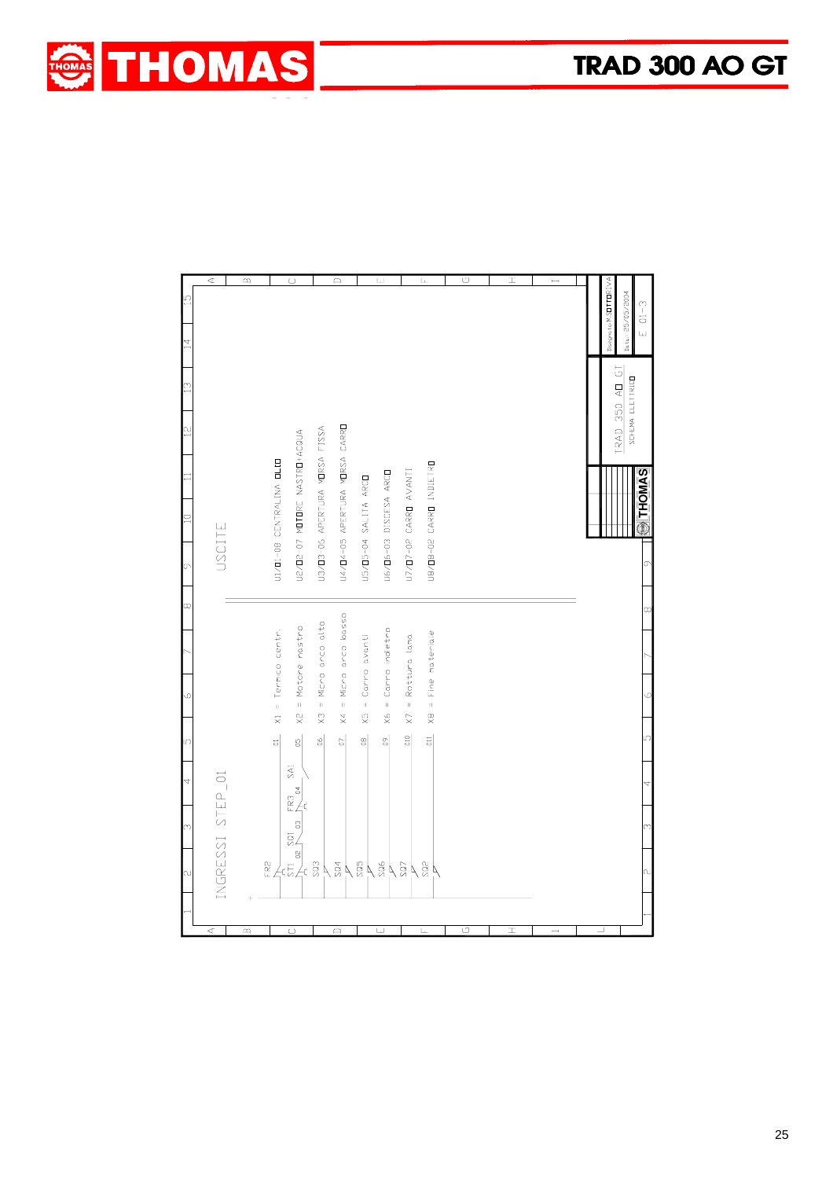# TRAD 300 AO GT

## INGRESSI STEP_01

- FR2, ST1, SQ1 (02, 03), FR3 (04), SA1 — 01 X1 = Termico centr. / 05 X2 = Motore nastro
- SQ3 — 06 X3 = Micro arco alto
- SQ4 — 07 X4 = Micro arco basso
- SQ5 — 08 X5 = Carro avanti
- SQ6 — 09 X6 = Carro indietro
- SQ7 — 010 X7 = Rottura lama
- SQ2 — 011 X8 = Fine materiale

## USCITE

- U1/01-08 CENTRALINA OLIO
- U2/02 07 MOTORE NASTRO+ACQUA
- U3/03 06 APERTURA MORSA FISSA
- U4/04-05 APERTURA MORSA CARRO
- U5/05-04 SALITA ARCO
- U6/06-03 DISCESA ARCO
- U7/07-02 CARRO AVANTI
- U8/08-02 CARRO INDIETRO

| | | |
|---|---|---|
| THOMAS | TRAD 350 AO GT<br>SCHEMA ELETTRICO | Disegnato M.OTTOBRIVA<br>Data 25/05/2004<br>E 01-3 |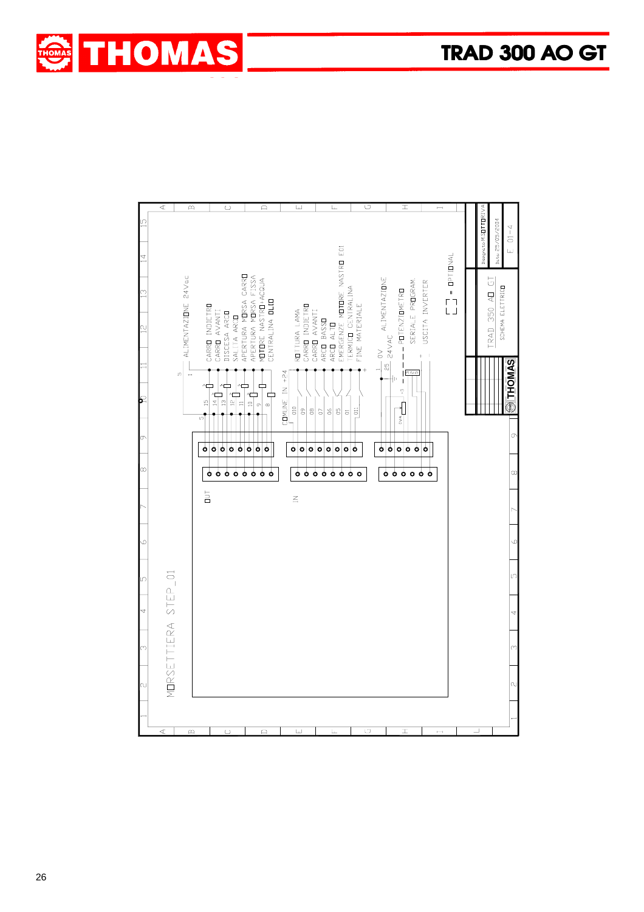# TRAD 300 AO GT

MORSETTIERA STEP_01

OUT

IN

ALIMENTAZIONE 24Vac

| Terminal | Function |
|---|---|
| 15 | CARRO INDIETRO |
| 14 | CARRO AVANTI |
| 13 | DISCESA ARCO |
| 12 | SALITA ARCO |
| 11 | APERTURA MORSA CARRO |
| 10 | APERTURA MORSA FISSA |
| 9 | MOTORE NASTRO+ACQUA |
| 8 | CENTRALINA OLIO |

COMUNE IN +24

| Terminal | Function |
|---|---|
| I10 | ROTTURA LAMA |
| I9 | CARRO INDIETRO |
| I8 | CARRO AVANTI |
| I7 | ARCO BASSO |
| I6 | ARCO ALTO |
| I5 | EMERGENZE MOTORE NASTRO EC1 |
| I1 | TERMICO CENTRALINA |
| I11 | FINE MATERIALE |

| Terminal | Function |
|---|---|
| 1 | 0V |
| 25 | 24VAC ALIMENTAZIONE |
| | POTENZIOMETRO |
| | SERIALE PROGRAM. |
| | USCITA INVERTER |

[ ] = OPTIONAL

TRAD 350 AO GT

SCHEMA ELETTRICO

Disegnato: M.SOTTORIVA

Data: 25/05/2004

E 01-4

THOMAS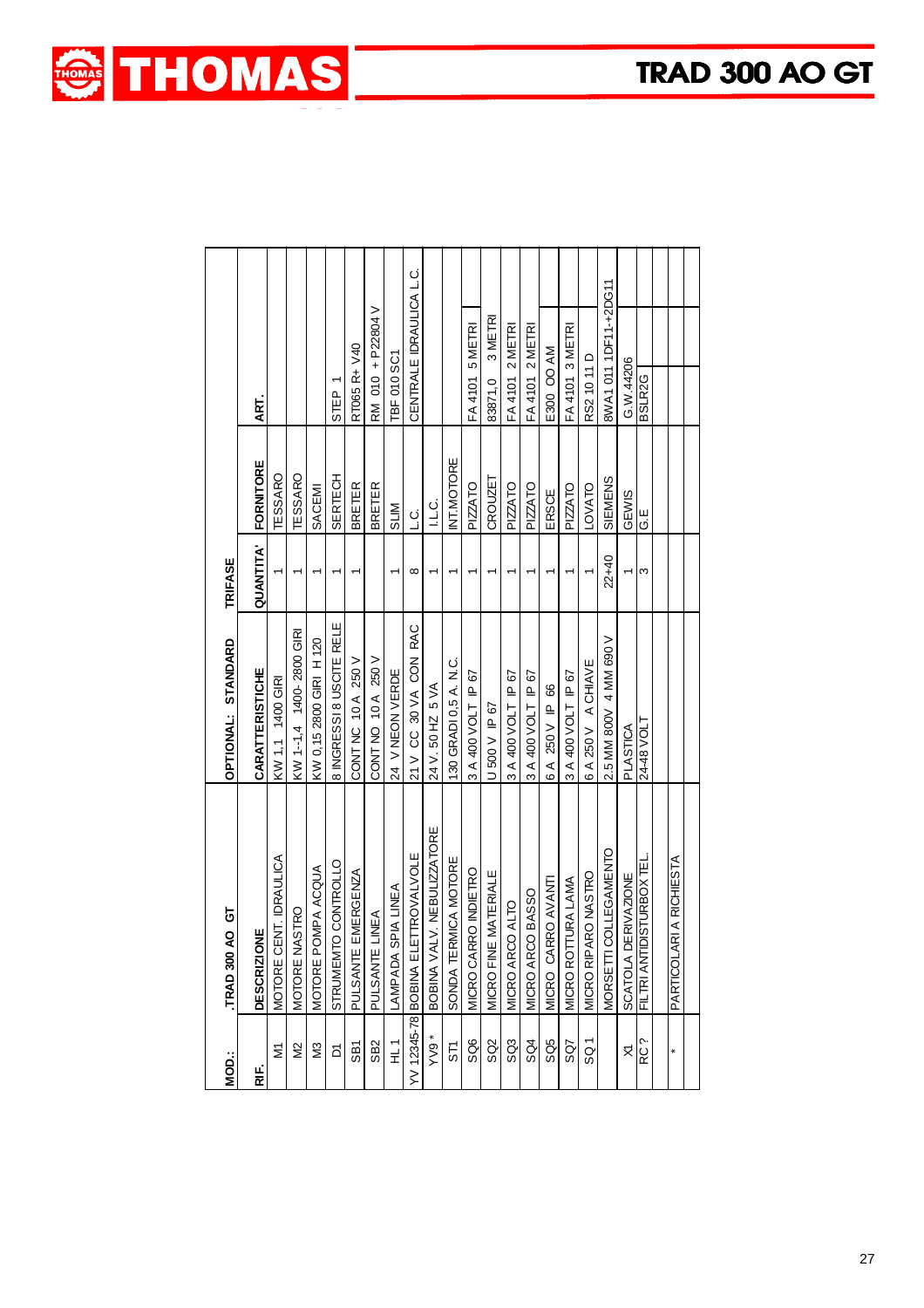# THOMAS

## TRAD 300 AO GT

| MOD.: | .TRAD 300 AO GT | OPTIONAL: STANDARD | TRIFASE | | |
|---|---|---|---|---|---|
| RIF. | DESCRIZIONE | CARATTERISTICHE | QUANTITA' | FORNITORE | ART. |
| M1 | MOTORE CENT. IDRAULICA | KW 1,1 1400 GIRI | 1 | TESSARO | |
| M2 | MOTORE NASTRO | KW 1-1,4 1400- 2800 GIRI | 1 | TESSARO | |
| M3 | MOTORE POMPA ACQUA | KW 0,15 2800 GIRI H 120 | 1 | SACEMI | |
| D1 | STRUMEMTO CONTROLLO | 8 INGRESSI 8 USCITE RELE | 1 | SERTECH | STEP 1 |
| SB1 | PULSANTE EMERGENZA | CONT NC 10 A 250 V | 1 | BRETER | RT065 R+ V40 |
| SB2 | PULSANTE LINEA | CONT NO 10 A 250 V | | BRETER | RM 010 + P22804 V |
| HL 1 | LAMPADA SPIA LINEA | 24 V NEON VERDE | 1 | SLIM | TBF 010 SC1 |
| YV 12345-78 | BOBINA ELETTROVALVOLE | 21 V CC 30 VA CON RAC | 8 | L.C. | CENTRALE IDRAULICA L.C. |
| YV9 * | BOBINA VALV. NEBULIZZATORE | 24 V. 50 HZ 5 VA | 1 | I.L.C. | |
| ST1 | SONDA TERMICA MOTORE | 130 GRADI 0,5 A. N.C. | 1 | INT.MOTORE | |
| SQ6 | MICRO CARRO INDIETRO | 3 A 400 VOLT IP 67 | 1 | PIZZATO | FA 4101 5 METRI |
| SQ2 | MICRO FINE MATERIALE | U 500 V IP 67 | 1 | CROUZET | 83871,0 3 METRI |
| SQ3 | MICRO ARCO ALTO | 3 A 400 VOLT IP 67 | 1 | PIZZATO | FA 4101 2 METRI |
| SQ4 | MICRO ARCO BASSO | 3 A 400 VOLT IP 67 | 1 | PIZZATO | FA 4101 2 METRI |
| SQ5 | MICRO CARRO AVANTI | 6 A 250 V IP 66 | 1 | ERSCE | E300 OO AM |
| SQ7 | MICRO ROTTURA LAMA | 3 A 400 VOLT IP 67 | 1 | PIZZATO | FA 4101 3 METRI |
| SQ 1 | MICRO RIPARO NASTRO | 6 A 250 V A CHIAVE | 1 | LOVATO | RS2 10 11 D |
| | MORSETTI COLLEGAMENTO | 2.5 MM 800V 4 MM 690 V | 22+40 | SIEMENS | 8WA1 011 1DF11+2DG11 |
| X1 | SCATOLA DERIVAZIONE | PLASTICA | 1 | GEWIS | G.W.44206 |
| RC ? | FILTRI ANTIDISTURBOX TEL. | 24-48 VOLT | 3 | G.E | BSLR2G |
| | | | | | |
| * | PARTICOLARI A RICHIESTA | | | | |
| | | | | | |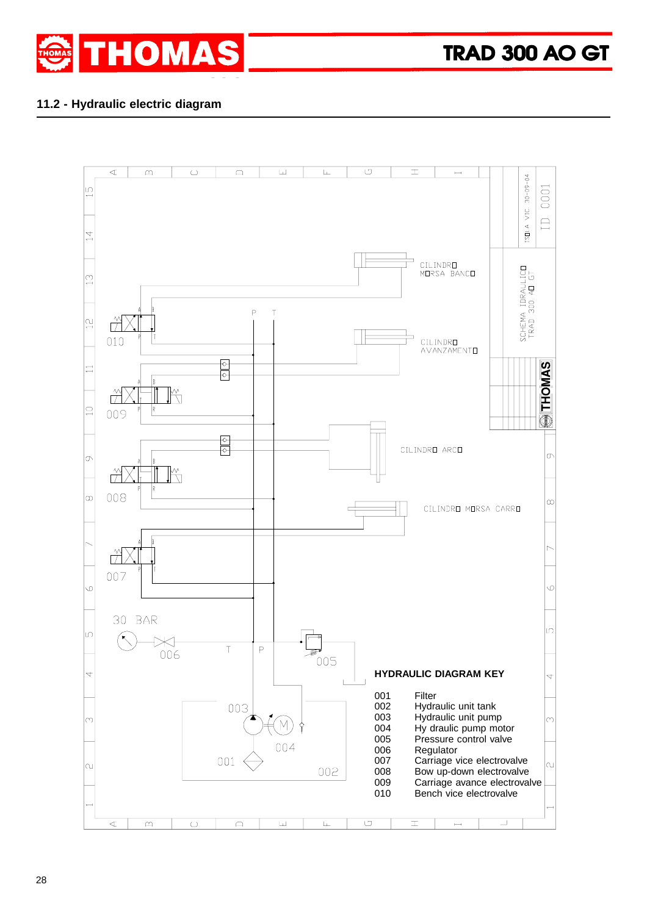## 11.2 - Hydraulic electric diagram

CILINDRO MORSA BANCO

CILINDRO AVANZAMENTO

CILINDRO ARCO

CILINDRO MORSA CARRO

SCHEMA IDRAULICO TRAD 300 AO GT

ISOLA VIC. 30-09-04

ID 0001

30 BAR

**HYDRAULIC DIAGRAM KEY**

| | |
|---|---|
| 001 | Filter |
| 002 | Hydraulic unit tank |
| 003 | Hydraulic unit pump |
| 004 | Hy draulic pump motor |
| 005 | Pressure control valve |
| 006 | Regulator |
| 007 | Carriage vice electrovalve |
| 008 | Bow up-down electrovalve |
| 009 | Carriage avance electrovalve |
| 010 | Bench vice electrovalve |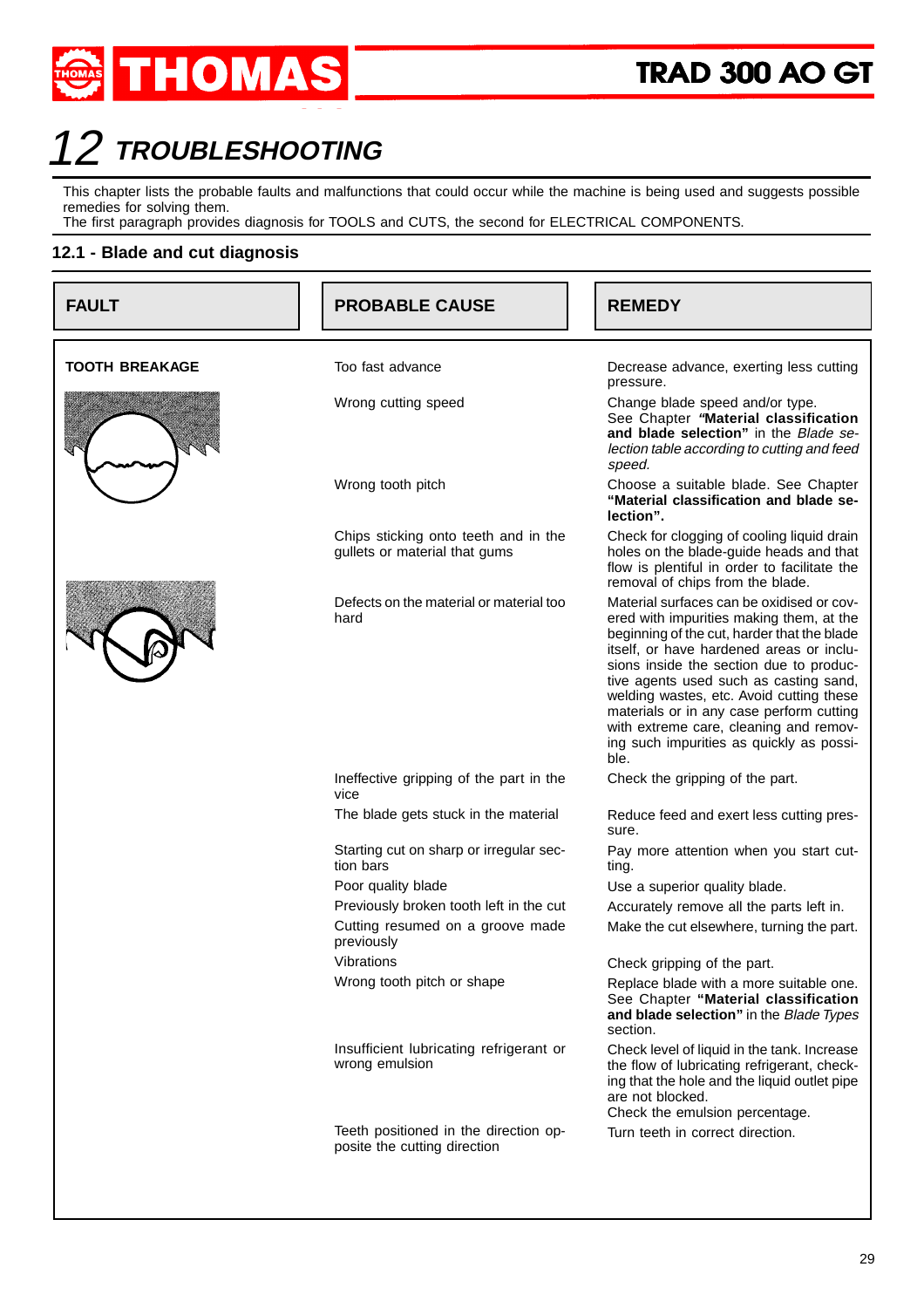# 12 TROUBLESHOOTING

This chapter lists the probable faults and malfunctions that could occur while the machine is being used and suggests possible remedies for solving them.
The first paragraph provides diagnosis for TOOLS and CUTS, the second for ELECTRICAL COMPONENTS.

## 12.1 - Blade and cut diagnosis

| FAULT | PROBABLE CAUSE | REMEDY |
|---|---|---|
| **TOOTH BREAKAGE** | Too fast advance | Decrease advance, exerting less cutting pressure. |
| | Wrong cutting speed | Change blade speed and/or type. See Chapter ***"*Material classification and blade selection"** in the *Blade selection table according to cutting and feed speed.* |
| | Wrong tooth pitch | Choose a suitable blade. See Chapter **"Material classification and blade selection".** |
| | Chips sticking onto teeth and in the gullets or material that gums | Check for clogging of cooling liquid drain holes on the blade-guide heads and that flow is plentiful in order to facilitate the removal of chips from the blade. |
| | Defects on the material or material too hard | Material surfaces can be oxidised or covered with impurities making them, at the beginning of the cut, harder that the blade itself, or have hardened areas or inclusions inside the section due to productive agents used such as casting sand, welding wastes, etc. Avoid cutting these materials or in any case perform cutting with extreme care, cleaning and removing such impurities as quickly as possible. |
| | Ineffective gripping of the part in the vice | Check the gripping of the part. |
| | The blade gets stuck in the material | Reduce feed and exert less cutting pressure. |
| | Starting cut on sharp or irregular section bars | Pay more attention when you start cutting. |
| | Poor quality blade | Use a superior quality blade. |
| | Previously broken tooth left in the cut | Accurately remove all the parts left in. |
| | Cutting resumed on a groove made previously | Make the cut elsewhere, turning the part. |
| | Vibrations | Check gripping of the part. |
| | Wrong tooth pitch or shape | Replace blade with a more suitable one. See Chapter **"Material classification and blade selection"** in the *Blade Types* section. |
| | Insufficient lubricating refrigerant or wrong emulsion | Check level of liquid in the tank. Increase the flow of lubricating refrigerant, checking that the hole and the liquid outlet pipe are not blocked.<br>Check the emulsion percentage. |
| | Teeth positioned in the direction opposite the cutting direction | Turn teeth in correct direction. |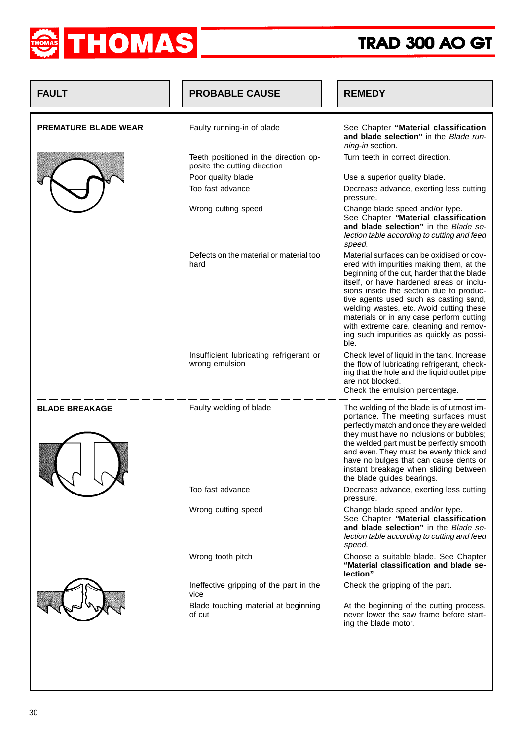| FAULT | PROBABLE CAUSE | REMEDY |
|---|---|---|
| **PREMATURE BLADE WEAR** | Faulty running-in of blade | See Chapter **"Material classification and blade selection"** in the *Blade running-in* section. |
| | Teeth positioned in the direction opposite the cutting direction | Turn teeth in correct direction. |
| | Poor quality blade | Use a superior quality blade. |
| | Too fast advance | Decrease advance, exerting less cutting pressure. |
| | Wrong cutting speed | Change blade speed and/or type. See Chapter **"Material classification and blade selection"** in the *Blade selection table according to cutting and feed speed.* |
| | Defects on the material or material too hard | Material surfaces can be oxidised or covered with impurities making them, at the beginning of the cut, harder that the blade itself, or have hardened areas or inclusions inside the section due to productive agents used such as casting sand, welding wastes, etc. Avoid cutting these materials or in any case perform cutting with extreme care, cleaning and removing such impurities as quickly as possible. |
| | Insufficient lubricating refrigerant or wrong emulsion | Check level of liquid in the tank. Increase the flow of lubricating refrigerant, checking that the hole and the liquid outlet pipe are not blocked. Check the emulsion percentage. |
| **BLADE BREAKAGE** | Faulty welding of blade | The welding of the blade is of utmost importance. The meeting surfaces must perfectly match and once they are welded they must have no inclusions or bubbles; the welded part must be perfectly smooth and even. They must be evenly thick and have no bulges that can cause dents or instant breakage when sliding between the blade guides bearings. |
| | Too fast advance | Decrease advance, exerting less cutting pressure. |
| | Wrong cutting speed | Change blade speed and/or type. See Chapter **"Material classification and blade selection"** in the *Blade selection table according to cutting and feed speed.* |
| | Wrong tooth pitch | Choose a suitable blade. See Chapter **"Material classification and blade selection"**. |
| | Ineffective gripping of the part in the vice | Check the gripping of the part. |
| | Blade touching material at beginning of cut | At the beginning of the cutting process, never lower the saw frame before starting the blade motor. |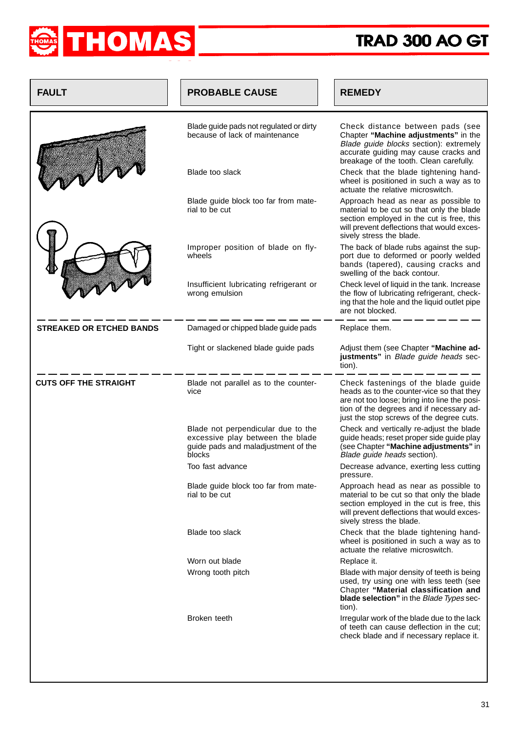| FAULT | PROBABLE CAUSE | REMEDY |
|---|---|---|
| | Blade guide pads not regulated or dirty because of lack of maintenance | Check distance between pads (see Chapter **"Machine adjustments"** in the *Blade guide blocks* section): extremely accurate guiding may cause cracks and breakage of the tooth. Clean carefully. |
| | Blade too slack | Check that the blade tightening hand-wheel is positioned in such a way as to actuate the relative microswitch. |
| | Blade guide block too far from material to be cut | Approach head as near as possible to material to be cut so that only the blade section employed in the cut is free, this will prevent deflections that would excessively stress the blade. |
| | Improper position of blade on flywheels | The back of blade rubs against the support due to deformed or poorly welded bands (tapered), causing cracks and swelling of the back contour. |
| | Insufficient lubricating refrigerant or wrong emulsion | Check level of liquid in the tank. Increase the flow of lubricating refrigerant, checking that the hole and that the liquid outlet pipe are not blocked. |
| **STREAKED OR ETCHED BANDS** | Damaged or chipped blade guide pads | Replace them. |
| | Tight or slackened blade guide pads | Adjust them (see Chapter **"Machine adjustments"** in *Blade guide heads* section). |
| **CUTS OFF THE STRAIGHT** | Blade not parallel as to the counter-vice | Check fastenings of the blade guide heads as to the counter-vice so that they are not too loose; bring into line the position of the degrees and if necessary adjust the stop screws of the degree cuts. |
| | Blade not perpendicular due to the excessive play between the blade guide pads and maladjustment of the blocks | Check and vertically re-adjust the blade guide heads; reset proper side guide play (see Chapter **"Machine adjustments"** in *Blade guide heads* section). |
| | Too fast advance | Decrease advance, exerting less cutting pressure. |
| | Blade guide block too far from material to be cut | Approach head as near as possible to material to be cut so that only the blade section employed in the cut is free, this will prevent deflections that would excessively stress the blade. |
| | Blade too slack | Check that the blade tightening hand-wheel is positioned in such a way as to actuate the relative microswitch. |
| | Worn out blade | Replace it. |
| | Wrong tooth pitch | Blade with major density of teeth is being used, try using one with less teeth (see Chapter **"Material classification and blade selection"** in the *Blade Types* section). |
| | Broken teeth | Irregular work of the blade due to the lack of teeth can cause deflection in the cut; check blade and if necessary replace it. |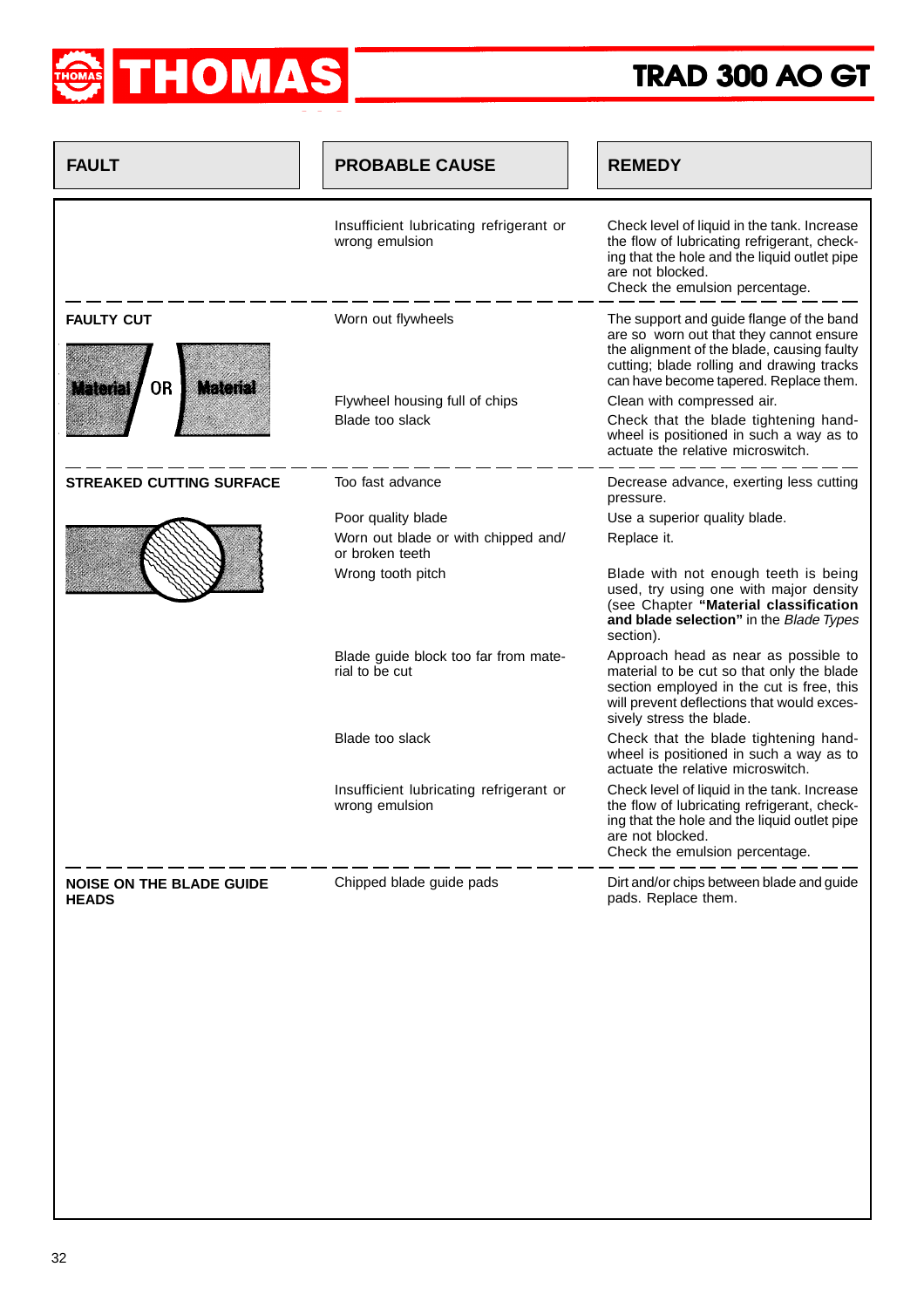| FAULT | PROBABLE CAUSE | REMEDY |
|---|---|---|
| | Insufficient lubricating refrigerant or wrong emulsion | Check level of liquid in the tank. Increase the flow of lubricating refrigerant, checking that the hole and the liquid outlet pipe are not blocked. Check the emulsion percentage. |
| **FAULTY CUT** | Worn out flywheels | The support and guide flange of the band are so worn out that they cannot ensure the alignment of the blade, causing faulty cutting; blade rolling and drawing tracks can have become tapered. Replace them. |
| | Flywheel housing full of chips | Clean with compressed air. |
| | Blade too slack | Check that the blade tightening handwheel is positioned in such a way as to actuate the relative microswitch. |
| **STREAKED CUTTING SURFACE** | Too fast advance | Decrease advance, exerting less cutting pressure. |
| | Poor quality blade | Use a superior quality blade. |
| | Worn out blade or with chipped and/or broken teeth | Replace it. |
| | Wrong tooth pitch | Blade with not enough teeth is being used, try using one with major density (see Chapter **"Material classification and blade selection"** in the *Blade Types* section). |
| | Blade guide block too far from material to be cut | Approach head as near as possible to material to be cut so that only the blade section employed in the cut is free, this will prevent deflections that would excessively stress the blade. |
| | Blade too slack | Check that the blade tightening handwheel is positioned in such a way as to actuate the relative microswitch. |
| | Insufficient lubricating refrigerant or wrong emulsion | Check level of liquid in the tank. Increase the flow of lubricating refrigerant, checking that the hole and the liquid outlet pipe are not blocked. Check the emulsion percentage. |
| **NOISE ON THE BLADE GUIDE HEADS** | Chipped blade guide pads | Dirt and/or chips between blade and guide pads. Replace them. |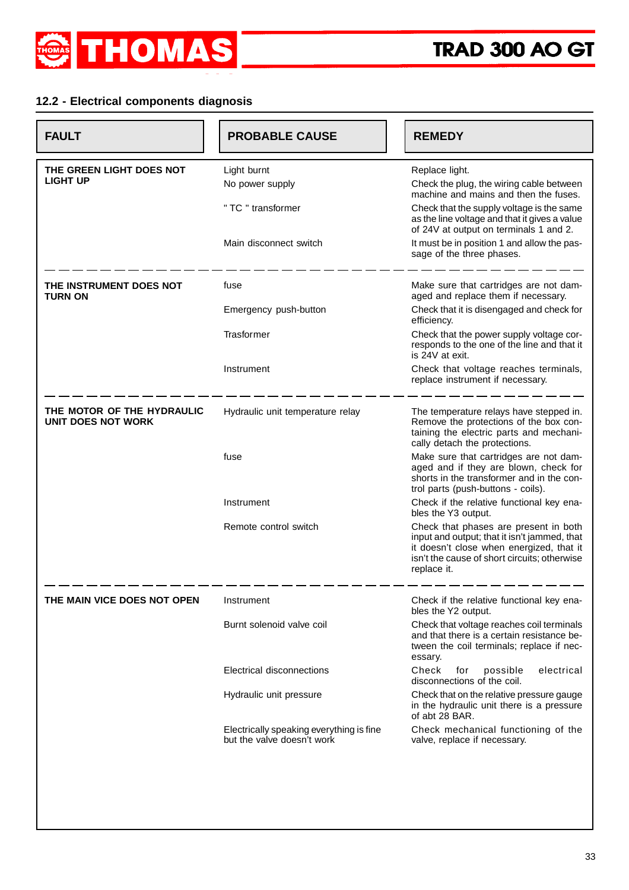## 12.2 - Electrical components diagnosis

| FAULT | PROBABLE CAUSE | REMEDY |
|---|---|---|
| **THE GREEN LIGHT DOES NOT LIGHT UP** | Light burnt | Replace light. |
| | No power supply | Check the plug, the wiring cable between machine and mains and then the fuses. |
| | " TC " transformer | Check that the supply voltage is the same as the line voltage and that it gives a value of 24V at output on terminals 1 and 2. |
| | Main disconnect switch | It must be in position 1 and allow the passage of the three phases. |
| **THE INSTRUMENT DOES NOT TURN ON** | fuse | Make sure that cartridges are not damaged and replace them if necessary. |
| | Emergency push-button | Check that it is disengaged and check for efficiency. |
| | Trasformer | Check that the power supply voltage corresponds to the one of the line and that it is 24V at exit. |
| | Instrument | Check that voltage reaches terminals, replace instrument if necessary. |
| **THE MOTOR OF THE HYDRAULIC UNIT DOES NOT WORK** | Hydraulic unit temperature relay | The temperature relays have stepped in. Remove the protections of the box containing the electric parts and mechanically detach the protections. |
| | fuse | Make sure that cartridges are not damaged and if they are blown, check for shorts in the transformer and in the control parts (push-buttons - coils). |
| | Instrument | Check if the relative functional key enables the Y3 output. |
| | Remote control switch | Check that phases are present in both input and output; that it isn't jammed, that it doesn't close when energized, that it isn't the cause of short circuits; otherwise replace it. |
| **THE MAIN VICE DOES NOT OPEN** | Instrument | Check if the relative functional key enables the Y2 output. |
| | Burnt solenoid valve coil | Check that voltage reaches coil terminals and that there is a certain resistance between the coil terminals; replace if necessary. |
| | Electrical disconnections | Check for possible electrical disconnections of the coil. |
| | Hydraulic unit pressure | Check that on the relative pressure gauge in the hydraulic unit there is a pressure of abt 28 BAR. |
| | Electrically speaking everything is fine but the valve doesn't work | Check mechanical functioning of the valve, replace if necessary. |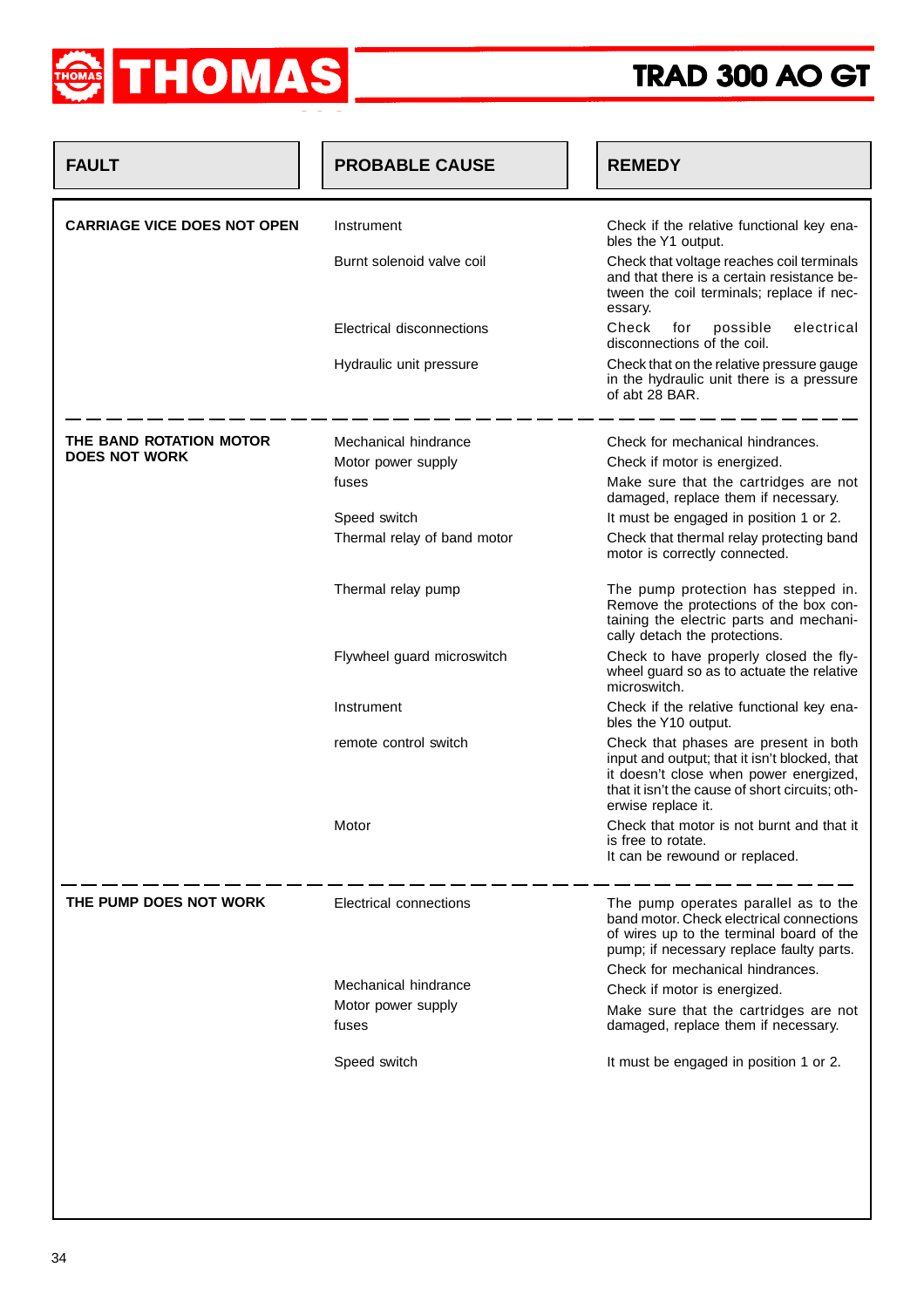| FAULT | PROBABLE CAUSE | REMEDY |
|---|---|---|
| **CARRIAGE VICE DOES NOT OPEN** | Instrument | Check if the relative functional key enables the Y1 output. |
| | Burnt solenoid valve coil | Check that voltage reaches coil terminals and that there is a certain resistance between the coil terminals; replace if necessary. |
| | Electrical disconnections | Check for possible electrical disconnections of the coil. |
| | Hydraulic unit pressure | Check that on the relative pressure gauge in the hydraulic unit there is a pressure of abt 28 BAR. |
| **THE BAND ROTATION MOTOR DOES NOT WORK** | Mechanical hindrance | Check for mechanical hindrances. |
| | Motor power supply | Check if motor is energized. |
| | fuses | Make sure that the cartridges are not damaged, replace them if necessary. |
| | Speed switch | It must be engaged in position 1 or 2. |
| | Thermal relay of band motor | Check that thermal relay protecting band motor is correctly connected. |
| | Thermal relay pump | The pump protection has stepped in. Remove the protections of the box containing the electric parts and mechanically detach the protections. |
| | Flywheel guard microswitch | Check to have properly closed the flywheel guard so as to actuate the relative microswitch. |
| | Instrument | Check if the relative functional key enables the Y10 output. |
| | remote control switch | Check that phases are present in both input and output; that it isn't blocked, that it doesn't close when power energized, that it isn't the cause of short circuits; otherwise replace it. |
| | Motor | Check that motor is not burnt and that it is free to rotate. It can be rewound or replaced. |
| **THE PUMP DOES NOT WORK** | Electrical connections | The pump operates parallel as to the band motor. Check electrical connections of wires up to the terminal board of the pump; if necessary replace faulty parts. |
| | Mechanical hindrance | Check for mechanical hindrances. |
| | Motor power supply | Check if motor is energized. |
| | fuses | Make sure that the cartridges are not damaged, replace them if necessary. |
| | Speed switch | It must be engaged in position 1 or 2. |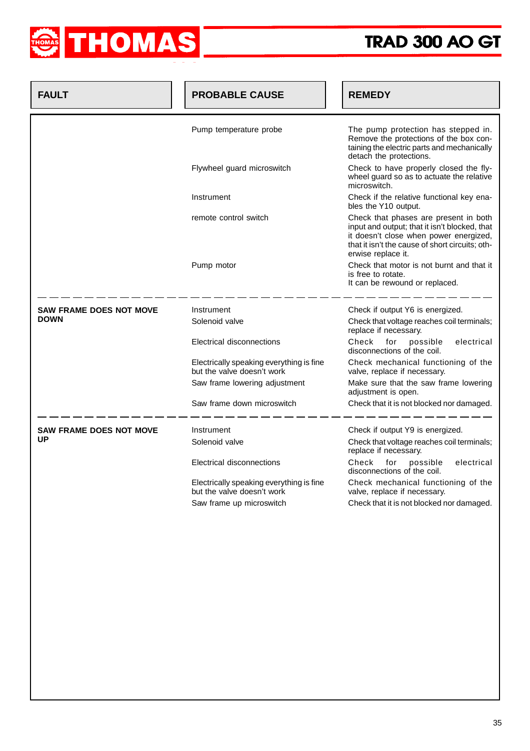| FAULT | PROBABLE CAUSE | REMEDY |
|---|---|---|
| | Pump temperature probe | The pump protection has stepped in. Remove the protections of the box containing the electric parts and mechanically detach the protections. |
| | Flywheel guard microswitch | Check to have properly closed the flywheel guard so as to actuate the relative microswitch. |
| | Instrument | Check if the relative functional key enables the Y10 output. |
| | remote control switch | Check that phases are present in both input and output; that it isn't blocked, that it doesn't close when power energized, that it isn't the cause of short circuits; otherwise replace it. |
| | Pump motor | Check that motor is not burnt and that it is free to rotate. It can be rewound or replaced. |
| **SAW FRAME DOES NOT MOVE DOWN** | Instrument | Check if output Y6 is energized. |
| | Solenoid valve | Check that voltage reaches coil terminals; replace if necessary. |
| | Electrical disconnections | Check for possible electrical disconnections of the coil. |
| | Electrically speaking everything is fine but the valve doesn't work | Check mechanical functioning of the valve, replace if necessary. |
| | Saw frame lowering adjustment | Make sure that the saw frame lowering adjustment is open. |
| | Saw frame down microswitch | Check that it is not blocked nor damaged. |
| **SAW FRAME DOES NOT MOVE UP** | Instrument | Check if output Y9 is energized. |
| | Solenoid valve | Check that voltage reaches coil terminals; replace if necessary. |
| | Electrical disconnections | Check for possible electrical disconnections of the coil. |
| | Electrically speaking everything is fine but the valve doesn't work | Check mechanical functioning of the valve, replace if necessary. |
| | Saw frame up microswitch | Check that it is not blocked nor damaged. |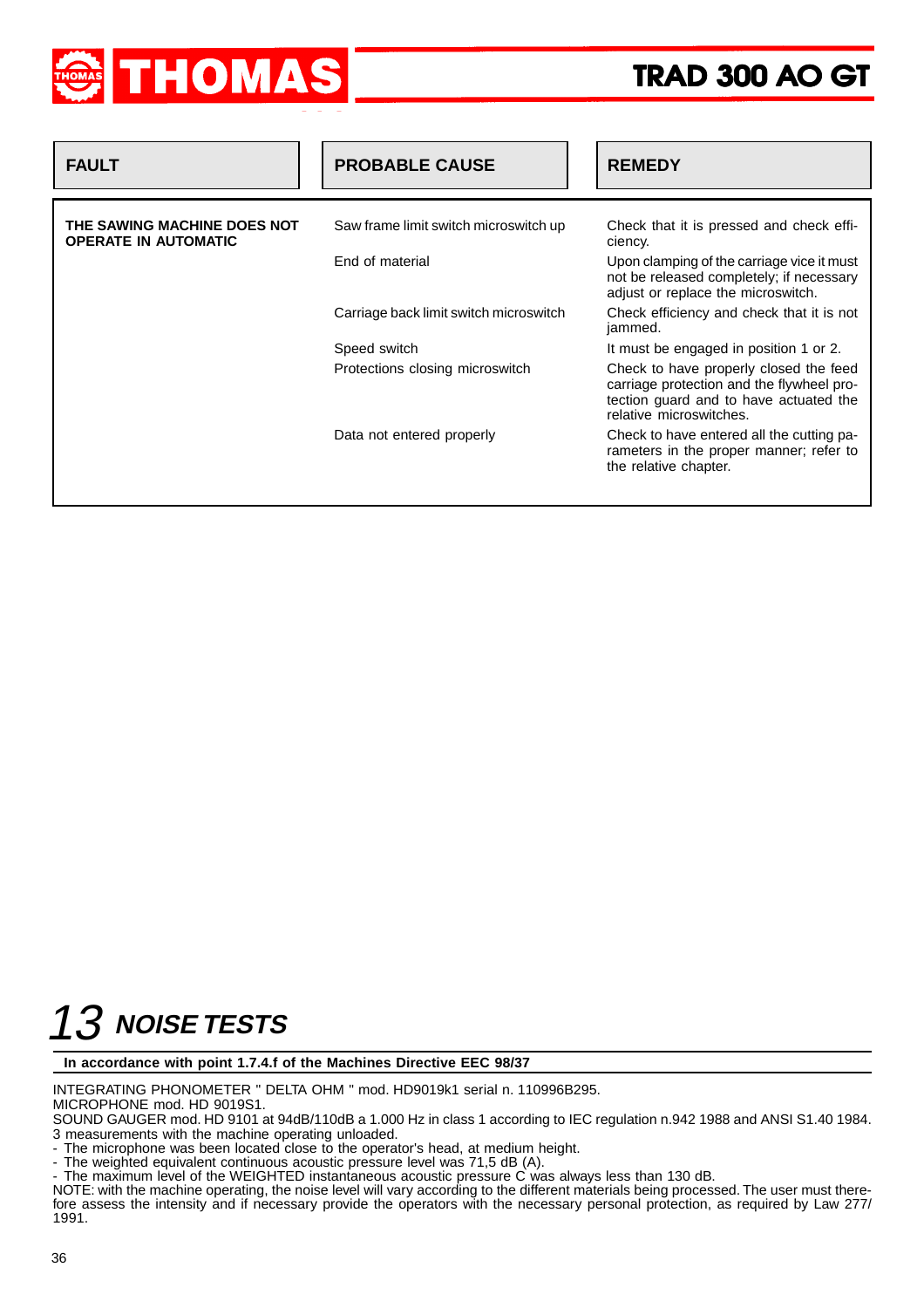| FAULT | PROBABLE CAUSE | REMEDY |
|---|---|---|
| **THE SAWING MACHINE DOES NOT OPERATE IN AUTOMATIC** | Saw frame limit switch microswitch up | Check that it is pressed and check efficiency. |
| | End of material | Upon clamping of the carriage vice it must not be released completely; if necessary adjust or replace the microswitch. |
| | Carriage back limit switch microswitch | Check efficiency and check that it is not jammed. |
| | Speed switch | It must be engaged in position 1 or 2. |
| | Protections closing microswitch | Check to have properly closed the feed carriage protection and the flywheel protection guard and to have actuated the relative microswitches. |
| | Data not entered properly | Check to have entered all the cutting parameters in the proper manner; refer to the relative chapter. |

# 13 NOISE TESTS

**In accordance with point 1.7.4.f of the Machines Directive EEC 98/37**

INTEGRATING PHONOMETER " DELTA OHM " mod. HD9019k1 serial n. 110996B295.
MICROPHONE mod. HD 9019S1.
SOUND GAUGER mod. HD 9101 at 94dB/110dB a 1.000 Hz in class 1 according to IEC regulation n.942 1988 and ANSI S1.40 1984.
3 measurements with the machine operating unloaded.

- The microphone was been located close to the operator's head, at medium height.
- The weighted equivalent continuous acoustic pressure level was 71,5 dB (A).
- The maximum level of the WEIGHTED instantaneous acoustic pressure C was always less than 130 dB.

NOTE: with the machine operating, the noise level will vary according to the different materials being processed. The user must therefore assess the intensity and if necessary provide the operators with the necessary personal protection, as required by Law 277/ 1991.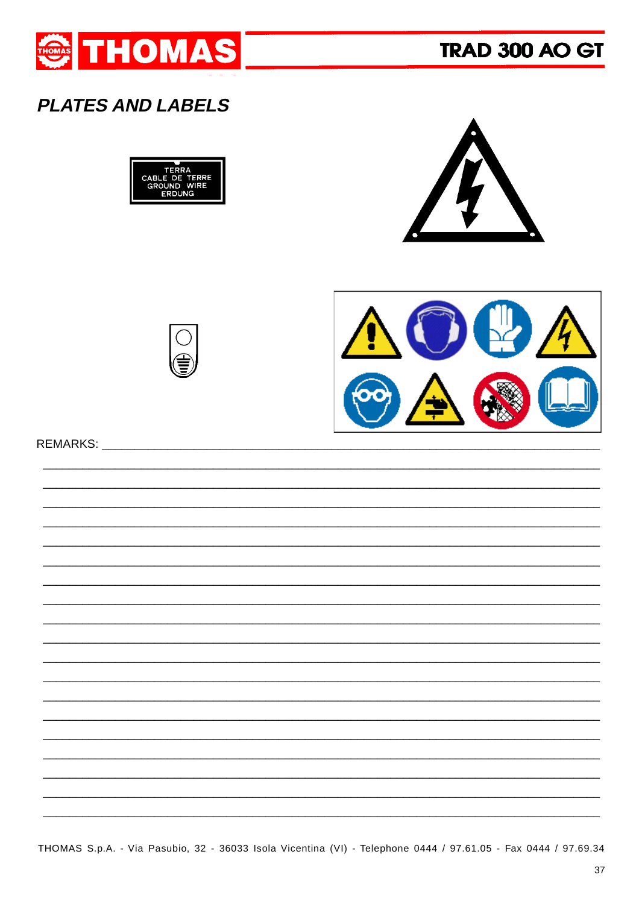## PLATES AND LABELS

TERRA
CABLE DE TERRE
GROUND WIRE
ERDUNG

REMARKS: ___________________________________________________________________________

THOMAS S.p.A. - Via Pasubio, 32 - 36033 Isola Vicentina (VI) - Telephone 0444 / 97.61.05 - Fax 0444 / 97.69.34